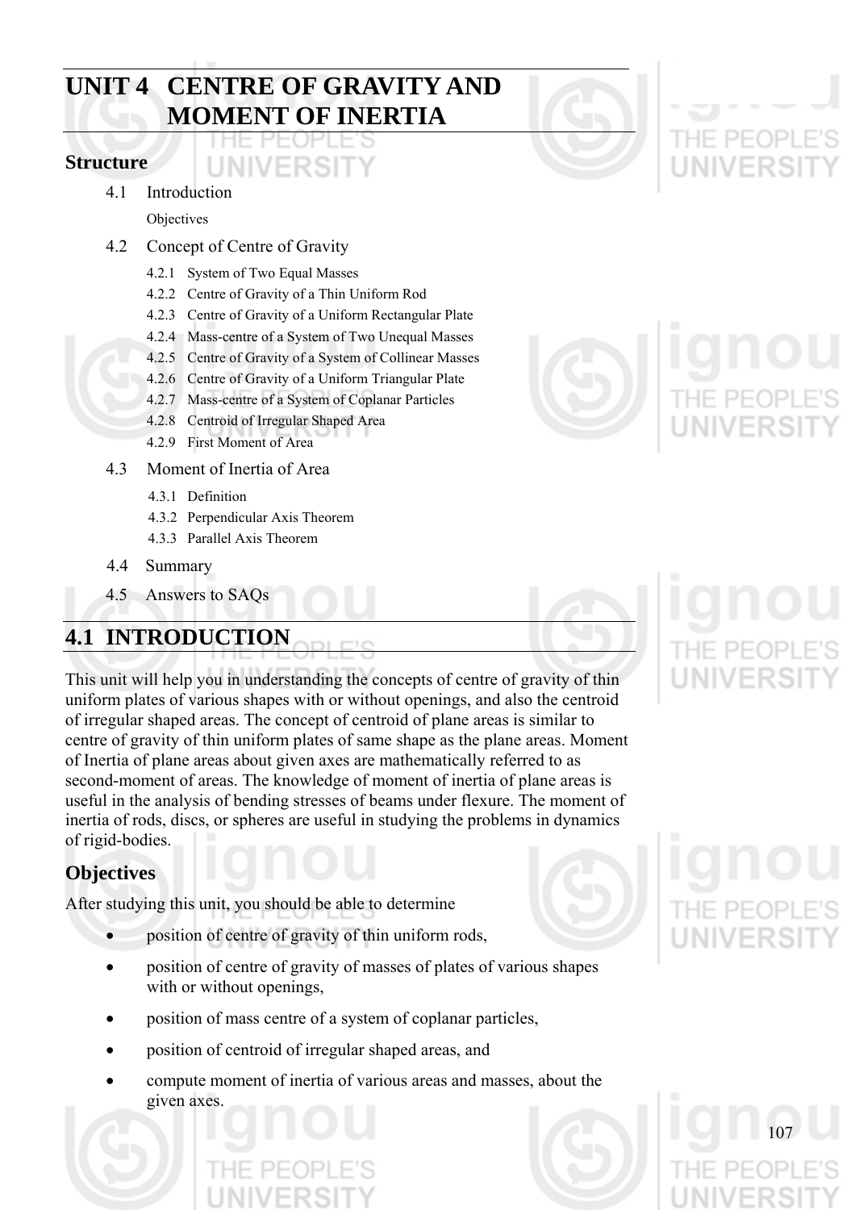# UNIT 4 CENTRE OF GRAVITY AND MOMENT OF INERTIA

## Structure

4.1 Introduction

Objectives

4.2 Concept of Centre of Gravity

- 4.2.1 System of Two Equal Masses
- 4.2.2 Centre of Gravity of a Thin Uniform Rod
- 4.2.3 Centre of Gravity of a Uniform Rectangular Plate
- 4.2.4 Mass-centre of a System of Two Unequal Masses
- 4.2.5 Centre of Gravity of a System of Collinear Masses
- 4.2.6 Centre of Gravity of a Uniform Triangular Plate
- 4.2.7 Mass-centre of a System of Coplanar Particles
- 4.2.8 Centroid of Irregular Shaped Area
- 4.2.9 First Moment of Area

4.3 Moment of Inertia of Area

- 4.3.1 Definition
- 4.3.2 Perpendicular Axis Theorem
- 4.3.3 Parallel Axis Theorem

4.4 Summary

4.5 Answers to SAQs

# 4.1 INTRODUCTION

This unit will help you in understanding the concepts of centre of gravity of thin uniform plates of various shapes with or without openings, and also the centroid of irregular shaped areas. The concept of centroid of plane areas is similar to centre of gravity of thin uniform plates of same shape as the plane areas. Moment of Inertia of plane areas about given axes are mathematically referred to as second-moment of areas. The knowledge of moment of inertia of plane areas is useful in the analysis of bending stresses of beams under flexure. The moment of inertia of rods, discs, or spheres are useful in studying the problems in dynamics of rigid-bodies.

## Objectives

After studying this unit, you should be able to determine

- position of centre of gravity of thin uniform rods,
- position of centre of gravity of masses of plates of various shapes with or without openings,
- position of mass centre of a system of coplanar particles,
- position of centroid of irregular shaped areas, and
- compute moment of inertia of various areas and masses, about the given axes.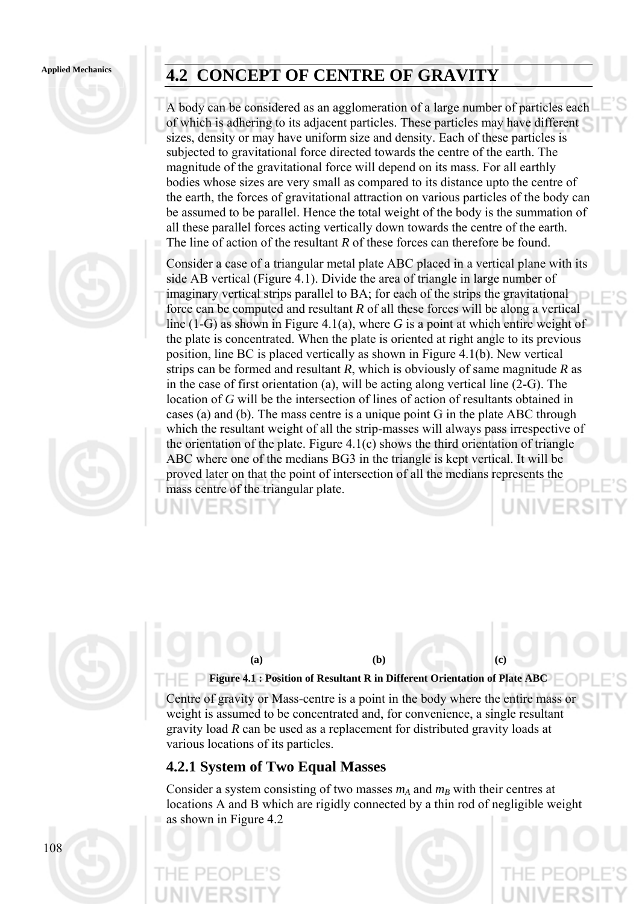## 4.2 CONCEPT OF CENTRE OF GRAVITY

A body can be considered as an agglomeration of a large number of particles each of which is adhering to its adjacent particles. These particles may have different sizes, density or may have uniform size and density. Each of these particles is subjected to gravitational force directed towards the centre of the earth. The magnitude of the gravitational force will depend on its mass. For all earthly bodies whose sizes are very small as compared to its distance upto the centre of the earth, the forces of gravitational attraction on various particles of the body can be assumed to be parallel. Hence the total weight of the body is the summation of all these parallel forces acting vertically down towards the centre of the earth. The line of action of the resultant *R* of these forces can therefore be found.

Consider a case of a triangular metal plate ABC placed in a vertical plane with its side AB vertical (Figure 4.1). Divide the area of triangle in large number of imaginary vertical strips parallel to BA; for each of the strips the gravitational force can be computed and resultant *R* of all these forces will be along a vertical line (1-G) as shown in Figure 4.1(a), where *G* is a point at which entire weight of the plate is concentrated. When the plate is oriented at right angle to its previous position, line BC is placed vertically as shown in Figure 4.1(b). New vertical strips can be formed and resultant *R*, which is obviously of same magnitude *R* as in the case of first orientation (a), will be acting along vertical line (2-G). The location of *G* will be the intersection of lines of action of resultants obtained in cases (a) and (b). The mass centre is a unique point G in the plate ABC through which the resultant weight of all the strip-masses will always pass irrespective of the orientation of the plate. Figure 4.1(c) shows the third orientation of triangle ABC where one of the medians BG3 in the triangle is kept vertical. It will be proved later on that the point of intersection of all the medians represents the mass centre of the triangular plate.

(a) (b) (c)

**Figure 4.1 : Position of Resultant R in Different Orientation of Plate ABC**

Centre of gravity or Mass-centre is a point in the body where the entire mass or weight is assumed to be concentrated and, for convenience, a single resultant gravity load *R* can be used as a replacement for distributed gravity loads at various locations of its particles.

### 4.2.1 System of Two Equal Masses

Consider a system consisting of two masses $m_A$ and $m_B$ with their centres at locations A and B which are rigidly connected by a thin rod of negligible weight as shown in Figure 4.2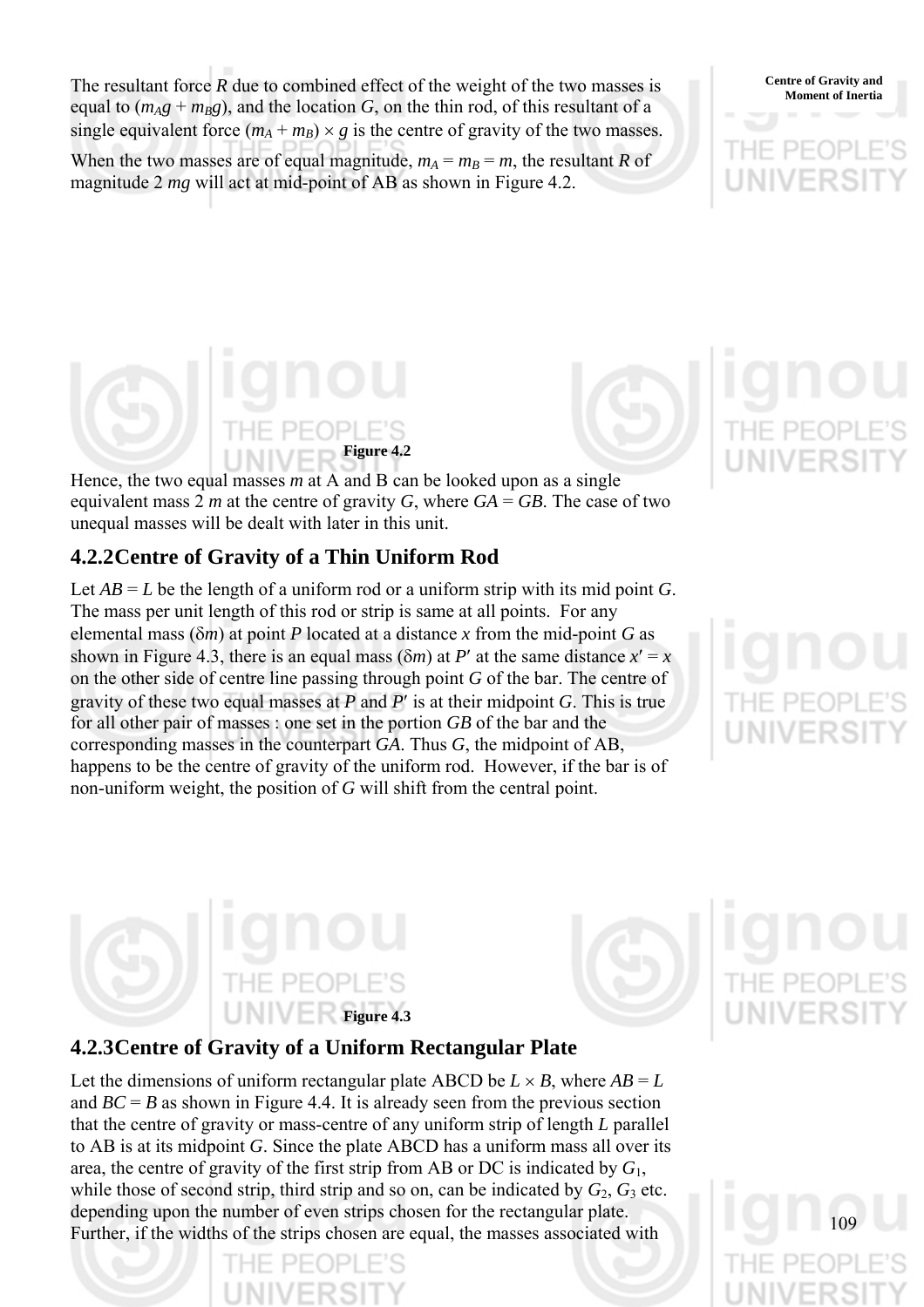The resultant force *R* due to combined effect of the weight of the two masses is equal to $(m_A g + m_B g)$, and the location *G*, on the thin rod, of this resultant of a single equivalent force $(m_A + m_B) \times g$ is the centre of gravity of the two masses.

When the two masses are of equal magnitude, $m_A = m_B = m$, the resultant *R* of magnitude 2 *mg* will act at mid-point of AB as shown in Figure 4.2.

**Figure 4.2**

Hence, the two equal masses *m* at A and B can be looked upon as a single equivalent mass 2 *m* at the centre of gravity *G*, where *GA* = *GB*. The case of two unequal masses will be dealt with later in this unit.

### 4.2.2 Centre of Gravity of a Thin Uniform Rod

Let *AB* = *L* be the length of a uniform rod or a uniform strip with its mid point *G*. The mass per unit length of this rod or strip is same at all points. For any elemental mass $(\delta m)$ at point *P* located at a distance *x* from the mid-point *G* as shown in Figure 4.3, there is an equal mass $(\delta m)$ at $P'$ at the same distance $x' = x$ on the other side of centre line passing through point *G* of the bar. The centre of gravity of these two equal masses at *P* and $P'$ is at their midpoint *G*. This is true for all other pair of masses : one set in the portion *GB* of the bar and the corresponding masses in the counterpart *GA*. Thus *G*, the midpoint of AB, happens to be the centre of gravity of the uniform rod. However, if the bar is of non-uniform weight, the position of *G* will shift from the central point.

**Figure 4.3**

### 4.2.3 Centre of Gravity of a Uniform Rectangular Plate

Let the dimensions of uniform rectangular plate ABCD be $L \times B$, where *AB* = *L* and *BC* = *B* as shown in Figure 4.4. It is already seen from the previous section that the centre of gravity or mass-centre of any uniform strip of length *L* parallel to AB is at its midpoint *G*. Since the plate ABCD has a uniform mass all over its area, the centre of gravity of the first strip from AB or DC is indicated by $G_1$, while those of second strip, third strip and so on, can be indicated by $G_2$, $G_3$ etc. depending upon the number of even strips chosen for the rectangular plate. Further, if the widths of the strips chosen are equal, the masses associated with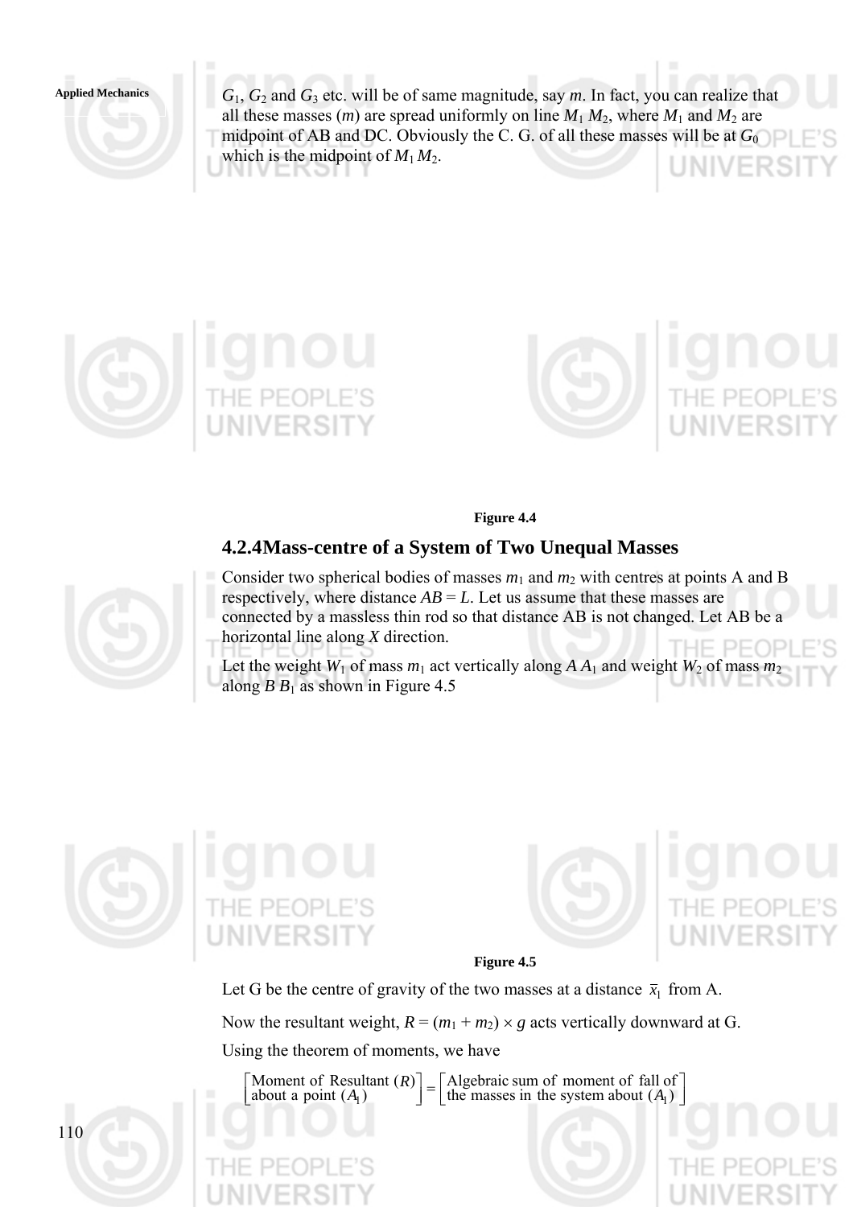$G_1$, $G_2$ and $G_3$ etc. will be of same magnitude, say $m$. In fact, you can realize that all these masses ($m$) are spread uniformly on line $M_1 M_2$, where $M_1$ and $M_2$ are midpoint of AB and DC. Obviously the C. G. of all these masses will be at $G_0$ which is the midpoint of $M_1 M_2$.

**Figure 4.4**

### 4.2.4 Mass-centre of a System of Two Unequal Masses

Consider two spherical bodies of masses $m_1$ and $m_2$ with centres at points A and B respectively, where distance $AB = L$. Let us assume that these masses are connected by a massless thin rod so that distance AB is not changed. Let AB be a horizontal line along $X$ direction.

Let the weight $W_1$ of mass $m_1$ act vertically along $A A_1$ and weight $W_2$ of mass $m_2$ along $B B_1$ as shown in Figure 4.5

**Figure 4.5**

Let G be the centre of gravity of the two masses at a distance $\bar{x}_1$ from A.

Now the resultant weight, $R = (m_1 + m_2) \times g$ acts vertically downward at G.

Using the theorem of moments, we have

$$\begin{bmatrix}\text{Moment of Resultant } (R) \\ \text{about a point } (A_1)\end{bmatrix} = \begin{bmatrix}\text{Algebraic sum of moment of fall of} \\ \text{the masses in the system about } (A_1)\end{bmatrix}$$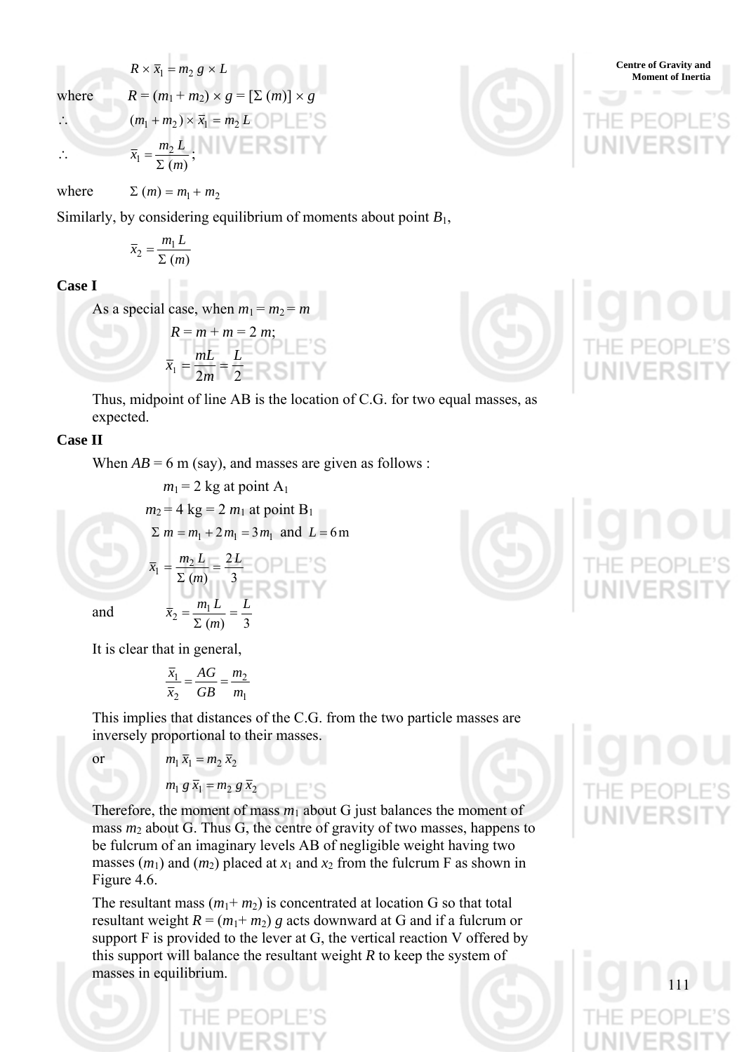$$R \times \bar{x}_1 = m_2 \, g \times L$$

where $R = (m_1 + m_2) \times g = [\Sigma \, (m)] \times g$

$$\therefore \quad (m_1 + m_2) \times \bar{x}_1 = m_2 \, L$$

$$\therefore \quad \bar{x}_1 = \frac{m_2 \, L}{\Sigma \, (m)};$$

where $\Sigma \, (m) = m_1 + m_2$

Similarly, by considering equilibrium of moments about point $B_1$,

$$\bar{x}_2 = \frac{m_1 \, L}{\Sigma \, (m)}$$

**Case I**

As a special case, when $m_1 = m_2 = m$

$$R = m + m = 2\,m;$$

$$\bar{x}_1 = \frac{mL}{2m} = \frac{L}{2}$$

Thus, midpoint of line AB is the location of C.G. for two equal masses, as expected.

**Case II**

When $AB = 6$ m (say), and masses are given as follows :

$$m_1 = 2 \text{ kg at point } A_1$$

$$m_2 = 4 \text{ kg} = 2\, m_1 \text{ at point } B_1$$

$$\Sigma \, m = m_1 + 2\, m_1 = 3\, m_1 \text{ and } L = 6 \text{ m}$$

$$\bar{x}_1 = \frac{m_2 \, L}{\Sigma \, (m)} = \frac{2\, L}{3}$$

and

$$\bar{x}_2 = \frac{m_1 \, L}{\Sigma \, (m)} = \frac{L}{3}$$

It is clear that in general,

$$\frac{\bar{x}_1}{\bar{x}_2} = \frac{AG}{GB} = \frac{m_2}{m_1}$$

This implies that distances of the C.G. from the two particle masses are inversely proportional to their masses.

or

$$m_1 \, \bar{x}_1 = m_2 \, \bar{x}_2$$

$$m_1 \, g \, \bar{x}_1 = m_2 \, g \, \bar{x}_2$$

Therefore, the moment of mass $m_1$ about G just balances the moment of mass $m_2$ about G. Thus G, the centre of gravity of two masses, happens to be fulcrum of an imaginary levels AB of negligible weight having two masses ($m_1$) and ($m_2$) placed at $x_1$ and $x_2$ from the fulcrum F as shown in Figure 4.6.

The resultant mass ($m_1 + m_2$) is concentrated at location G so that total resultant weight $R = (m_1 + m_2)\, g$ acts downward at G and if a fulcrum or support F is provided to the lever at G, the vertical reaction V offered by this support will balance the resultant weight $R$ to keep the system of masses in equilibrium.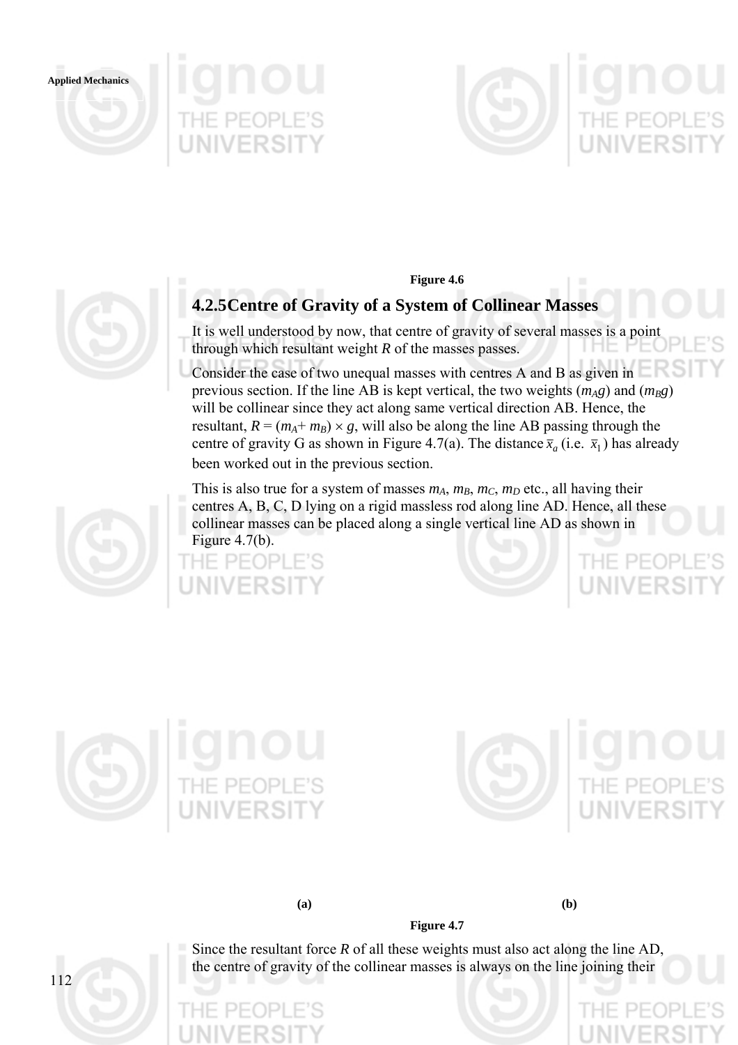Figure 4.6

### 4.2.5 Centre of Gravity of a System of Collinear Masses

It is well understood by now, that centre of gravity of several masses is a point through which resultant weight *R* of the masses passes.

Consider the case of two unequal masses with centres A and B as given in previous section. If the line AB is kept vertical, the two weights ($m_A g$) and ($m_B g$) will be collinear since they act along same vertical direction AB. Hence, the resultant, $R = (m_A + m_B) \times g$, will also be along the line AB passing through the centre of gravity G as shown in Figure 4.7(a). The distance $\bar{x}_a$ (i.e. $\bar{x}_1$) has already been worked out in the previous section.

This is also true for a system of masses $m_A$, $m_B$, $m_C$, $m_D$ etc., all having their centres A, B, C, D lying on a rigid massless rod along line AD. Hence, all these collinear masses can be placed along a single vertical line AD as shown in Figure 4.7(b).

(a) (b)

Figure 4.7

Since the resultant force *R* of all these weights must also act along the line AD, the centre of gravity of the collinear masses is always on the line joining their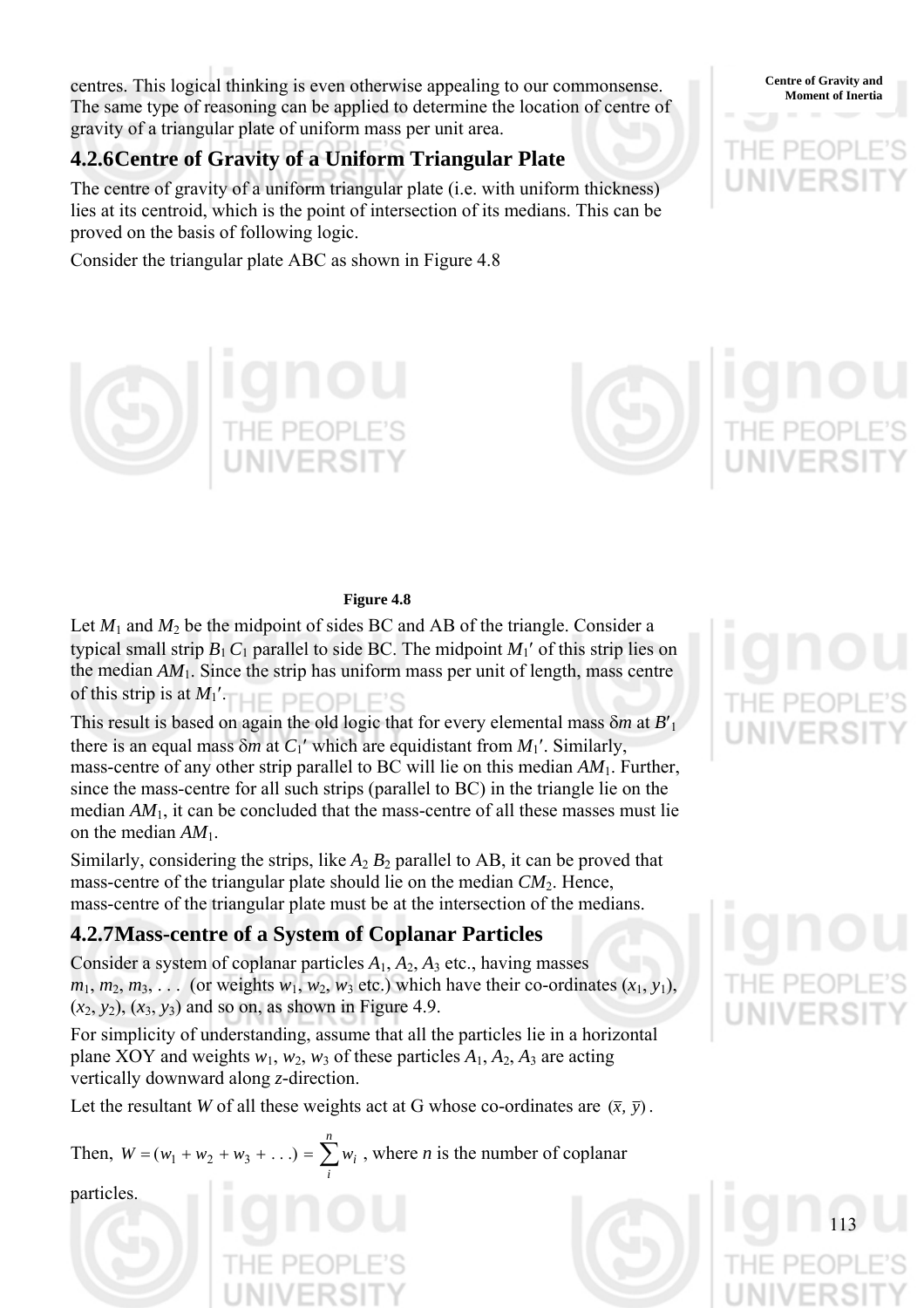centres. This logical thinking is even otherwise appealing to our commonsense. The same type of reasoning can be applied to determine the location of centre of gravity of a triangular plate of uniform mass per unit area.

### 4.2.6 Centre of Gravity of a Uniform Triangular Plate

The centre of gravity of a uniform triangular plate (i.e. with uniform thickness) lies at its centroid, which is the point of intersection of its medians. This can be proved on the basis of following logic.

Consider the triangular plate ABC as shown in Figure 4.8

**Figure 4.8**

Let $M_1$ and $M_2$ be the midpoint of sides BC and AB of the triangle. Consider a typical small strip $B_1 C_1$ parallel to side BC. The midpoint $M_1'$ of this strip lies on the median $AM_1$. Since the strip has uniform mass per unit of length, mass centre of this strip is at $M_1'$.

This result is based on again the old logic that for every elemental mass $\delta m$ at $B'_1$ there is an equal mass $\delta m$ at $C_1'$ which are equidistant from $M_1'$. Similarly, mass-centre of any other strip parallel to BC will lie on this median $AM_1$. Further, since the mass-centre for all such strips (parallel to BC) in the triangle lie on the median $AM_1$, it can be concluded that the mass-centre of all these masses must lie on the median $AM_1$.

Similarly, considering the strips, like $A_2 B_2$ parallel to AB, it can be proved that mass-centre of the triangular plate should lie on the median $CM_2$. Hence, mass-centre of the triangular plate must be at the intersection of the medians.

### 4.2.7 Mass-centre of a System of Coplanar Particles

Consider a system of coplanar particles $A_1$, $A_2$, $A_3$ etc., having masses $m_1, m_2, m_3, \ldots$ (or weights $w_1$, $w_2$, $w_3$ etc.) which have their co-ordinates $(x_1, y_1)$, $(x_2, y_2)$, $(x_3, y_3)$ and so on, as shown in Figure 4.9.

For simplicity of understanding, assume that all the particles lie in a horizontal plane XOY and weights $w_1$, $w_2$, $w_3$ of these particles $A_1$, $A_2$, $A_3$ are acting vertically downward along *z*-direction.

Let the resultant *W* of all these weights act at G whose co-ordinates are $(\bar{x}, \bar{y})$.

Then, $W = (w_1 + w_2 + w_3 + \ldots) = \sum_{i}^{n} w_i$ , where *n* is the number of coplanar particles.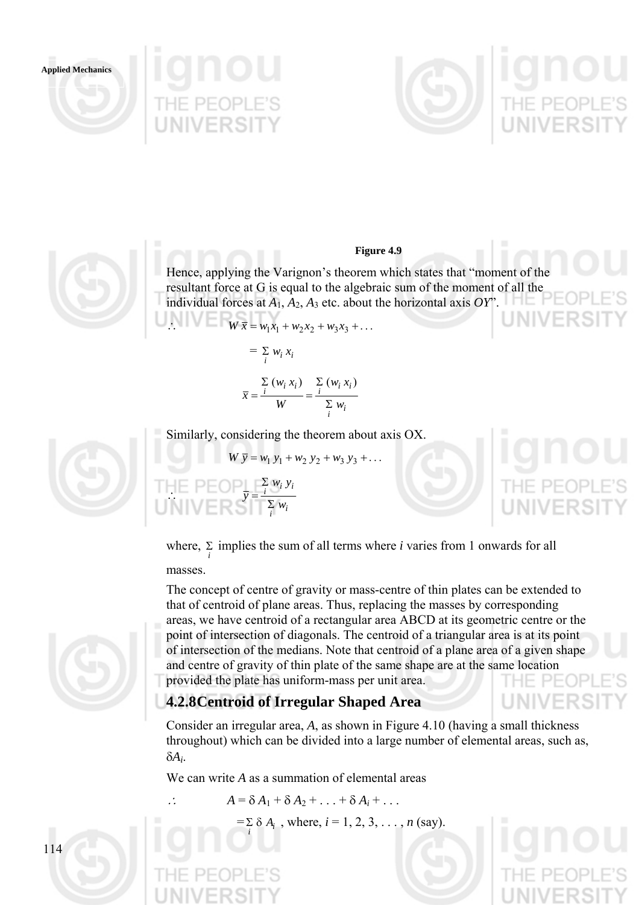**Figure 4.9**

Hence, applying the Varignon's theorem which states that "moment of the resultant force at G is equal to the algebraic sum of the moment of all the individual forces at $A_1$, $A_2$, $A_3$ etc. about the horizontal axis *OY*".

$$\therefore \quad W\,\bar{x} = w_1 x_1 + w_2 x_2 + w_3 x_3 + \ldots$$

$$= \sum_i w_i\, x_i$$

$$\bar{x} = \frac{\sum_i (w_i\, x_i)}{W} = \frac{\sum_i (w_i\, x_i)}{\sum_i w_i}$$

Similarly, considering the theorem about axis OX.

$$W\,\bar{y} = w_1\, y_1 + w_2\, y_2 + w_3\, y_3 + \ldots$$

$$\therefore \quad \bar{y} = \frac{\sum_i w_i\, y_i}{\sum_i w_i}$$

where, $\sum_i$ implies the sum of all terms where *i* varies from 1 onwards for all masses.

The concept of centre of gravity or mass-centre of thin plates can be extended to that of centroid of plane areas. Thus, replacing the masses by corresponding areas, we have centroid of a rectangular area ABCD at its geometric centre or the point of intersection of diagonals. The centroid of a triangular area is at its point of intersection of the medians. Note that centroid of a plane area of a given shape and centre of gravity of thin plate of the same shape are at the same location provided the plate has uniform-mass per unit area.

## 4.2.8 Centroid of Irregular Shaped Area

Consider an irregular area, *A*, as shown in Figure 4.10 (having a small thickness throughout) which can be divided into a large number of elemental areas, such as, $\delta A_i$.

We can write *A* as a summation of elemental areas

$$\therefore \quad A = \delta A_1 + \delta A_2 + \ldots + \delta A_i + \ldots$$

$$= \sum_i \delta A_i \text{ , where, } i = 1, 2, 3, \ldots, n \text{ (say).}$$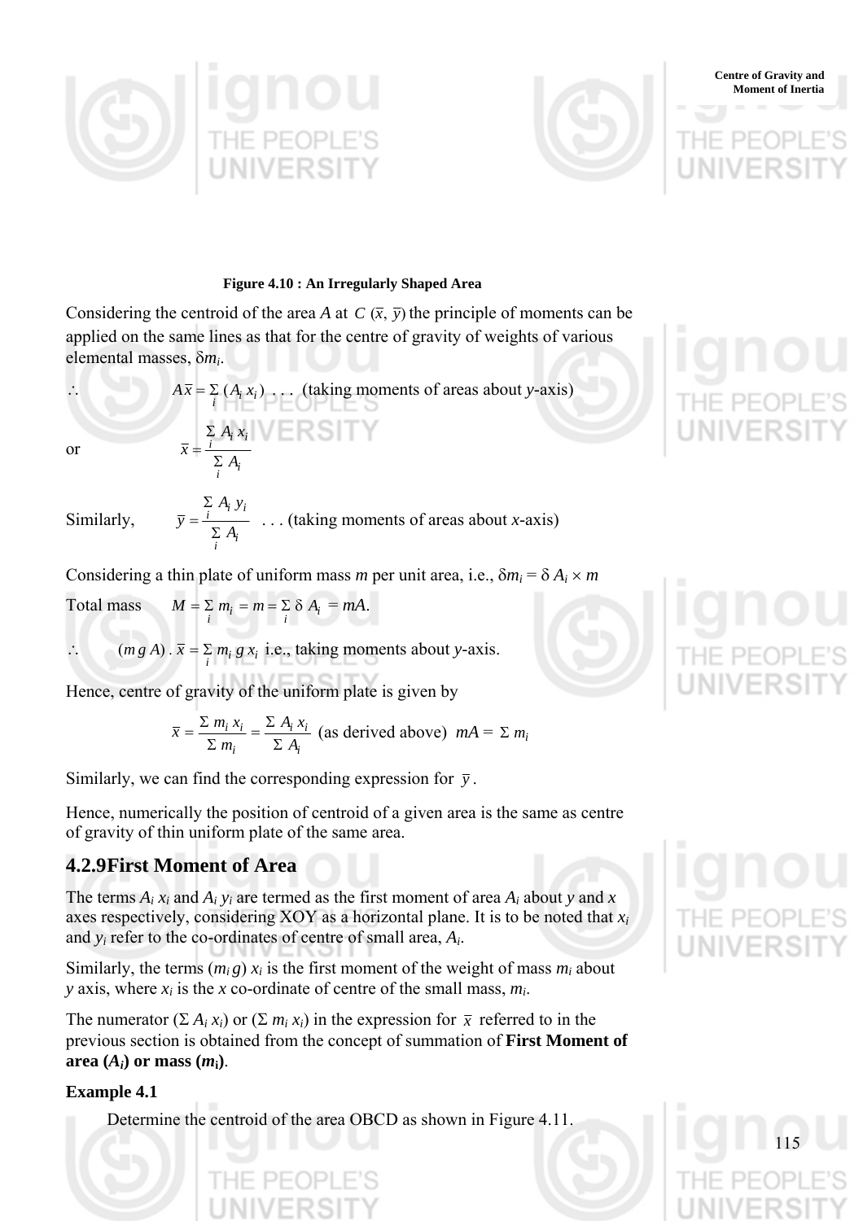**Figure 4.10 : An Irregularly Shaped Area**

Considering the centroid of the area $A$ at $C(\bar{x}, \bar{y})$ the principle of moments can be applied on the same lines as that for the centre of gravity of weights of various elemental masses, $\delta m_i$.

$$\therefore \quad A\bar{x} = \sum_i (A_i x_i) \quad \ldots \text{ (taking moments of areas about } y\text{-axis)}$$

or

$$\bar{x} = \frac{\sum_i A_i x_i}{\sum_i A_i}$$

Similarly,

$$\bar{y} = \frac{\sum_i A_i y_i}{\sum_i A_i} \quad \ldots \text{ (taking moments of areas about } x\text{-axis)}$$

Considering a thin plate of uniform mass $m$ per unit area, i.e., $\delta m_i = \delta A_i \times m$

Total mass $\quad M = \sum_i m_i = m = \sum_i \delta A_i = mA.$

$\therefore \quad (m\,g\,A) \cdot \bar{x} = \sum_i m_i\, g\, x_i$ i.e., taking moments about $y$-axis.

Hence, centre of gravity of the uniform plate is given by

$$\bar{x} = \frac{\Sigma\, m_i\, x_i}{\Sigma\, m_i} = \frac{\Sigma\, A_i\, x_i}{\Sigma\, A_i} \text{ (as derived above) } mA = \Sigma\, m_i$$

Similarly, we can find the corresponding expression for $\bar{y}$.

Hence, numerically the position of centroid of a given area is the same as centre of gravity of thin uniform plate of the same area.

## 4.2.9 First Moment of Area

The terms $A_i\, x_i$ and $A_i\, y_i$ are termed as the first moment of area $A_i$ about $y$ and $x$ axes respectively, considering XOY as a horizontal plane. It is to be noted that $x_i$ and $y_i$ refer to the co-ordinates of centre of small area, $A_i$.

Similarly, the terms $(m_i\, g)\, x_i$ is the first moment of the weight of mass $m_i$ about $y$ axis, where $x_i$ is the $x$ co-ordinate of centre of the small mass, $m_i$.

The numerator $(\Sigma\, A_i\, x_i)$ or $(\Sigma\, m_i\, x_i)$ in the expression for $\bar{x}$ referred to in the previous section is obtained from the concept of summation of **First Moment of area ($A_i$) or mass ($m_i$)**.

**Example 4.1**

Determine the centroid of the area OBCD as shown in Figure 4.11.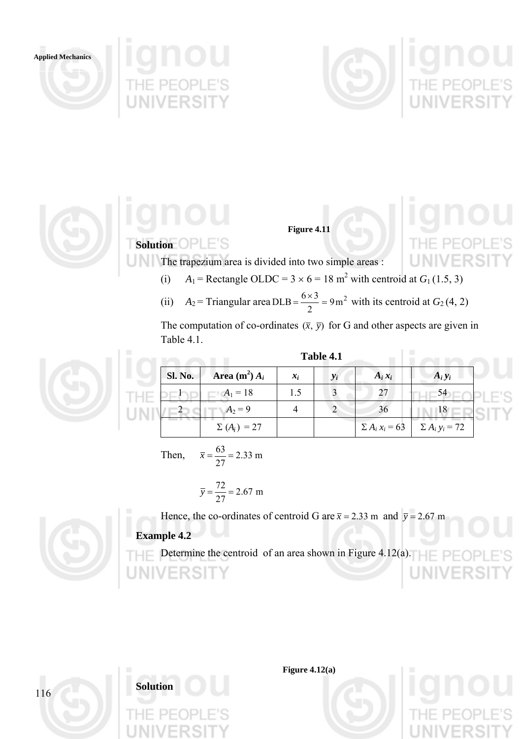Figure 4.11

**Solution**

The trapezium area is divided into two simple areas :

(i) $A_1$ = Rectangle OLDC = $3 \times 6 = 18$ m$^2$ with centroid at $G_1$ (1.5, 3)

(ii) $A_2$ = Triangular area $\text{DLB} = \frac{6 \times 3}{2} = 9\,\text{m}^2$ with its centroid at $G_2$ (4, 2)

The computation of co-ordinates $(\bar{x}, \bar{y})$ for G and other aspects are given in Table 4.1.

**Table 4.1**

| Sl. No. | Area (m$^2$) $A_i$ | $x_i$ | $y_i$ | $A_i\, x_i$ | $A_i\, y_i$ |
|---|---|---|---|---|---|
| 1 | $A_1 = 18$ | 1.5 | 3 | 27 | 54 |
| 2 | $A_2 = 9$ | 4 | 2 | 36 | 18 |
| | $\Sigma\,(A_i) = 27$ | | | $\Sigma\, A_i\, x_i = 63$ | $\Sigma\, A_i\, y_i = 72$ |

Then, $\bar{x} = \frac{63}{27} = 2.33$ m

$\bar{y} = \frac{72}{27} = 2.67$ m

Hence, the co-ordinates of centroid G are $\bar{x} = 2.33$ m and $\bar{y} = 2.67$ m

**Example 4.2**

Determine the centroid of an area shown in Figure 4.12(a).

Figure 4.12(a)

**Solution**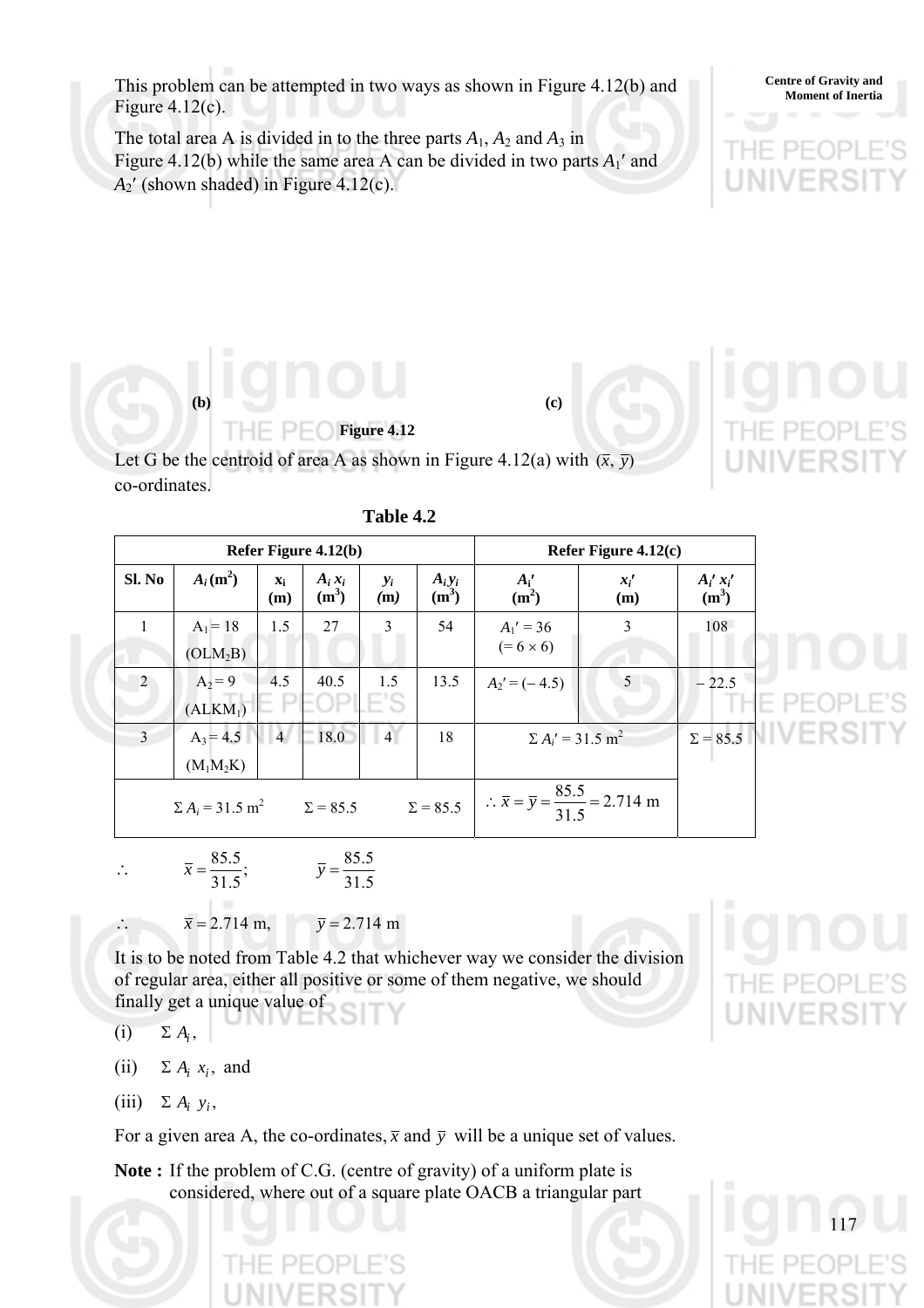This problem can be attempted in two ways as shown in Figure 4.12(b) and Figure 4.12(c).

The total area A is divided in to the three parts $A_1$, $A_2$ and $A_3$ in Figure 4.12(b) while the same area A can be divided in two parts $A_1'$ and $A_2'$ (shown shaded) in Figure 4.12(c).

(b) (c)

**Figure 4.12**

Let G be the centroid of area A as shown in Figure 4.12(a) with $(\bar{x}, \bar{y})$ co-ordinates.

**Table 4.2**

| Refer Figure 4.12(b) | | | | | | Refer Figure 4.12(c) | | |
|---|---|---|---|---|---|---|---|---|
| **Sl. No** | **$A_i$ (m$^2$)** | **$x_i$ (m)** | **$A_i x_i$ (m$^3$)** | **$y_i$ (m)** | **$A_i y_i$ (m$^3$)** | **$A_i'$ (m$^2$)** | **$x_i'$ (m)** | **$A_i' x_i'$ (m$^3$)** |
| 1 | $A_1 = 18$ ($OLM_2B$) | 1.5 | 27 | 3 | 54 | $A_1' = 36$ ($= 6 \times 6$) | 3 | 108 |
| 2 | $A_2 = 9$ ($ALKM_1$) | 4.5 | 40.5 | 1.5 | 13.5 | $A_2' = (-4.5)$ | 5 | $-22.5$ |
| 3 | $A_3 = 4.5$ ($M_1M_2K$) | 4 | 18.0 | 4 | 18 | $\Sigma A_i' = 31.5$ m$^2$ | | $\Sigma = 85.5$ |
| | $\Sigma A_i = 31.5$ m$^2$ | | $\Sigma = 85.5$ | | $\Sigma = 85.5$ | $\therefore \bar{x} = \bar{y} = \dfrac{85.5}{31.5} = 2.714$ m | | |

$$\therefore \qquad \bar{x} = \frac{85.5}{31.5}; \qquad \bar{y} = \frac{85.5}{31.5}$$

$$\therefore \qquad \bar{x} = 2.714 \text{ m}, \qquad \bar{y} = 2.714 \text{ m}$$

It is to be noted from Table 4.2 that whichever way we consider the division of regular area, either all positive or some of them negative, we should finally get a unique value of

(i) $\Sigma A_i$,

(ii) $\Sigma A_i x_i$, and

(iii) $\Sigma A_i y_i$,

For a given area A, the co-ordinates, $\bar{x}$ and $\bar{y}$ will be a unique set of values.

**Note :** If the problem of C.G. (centre of gravity) of a uniform plate is considered, where out of a square plate OACB a triangular part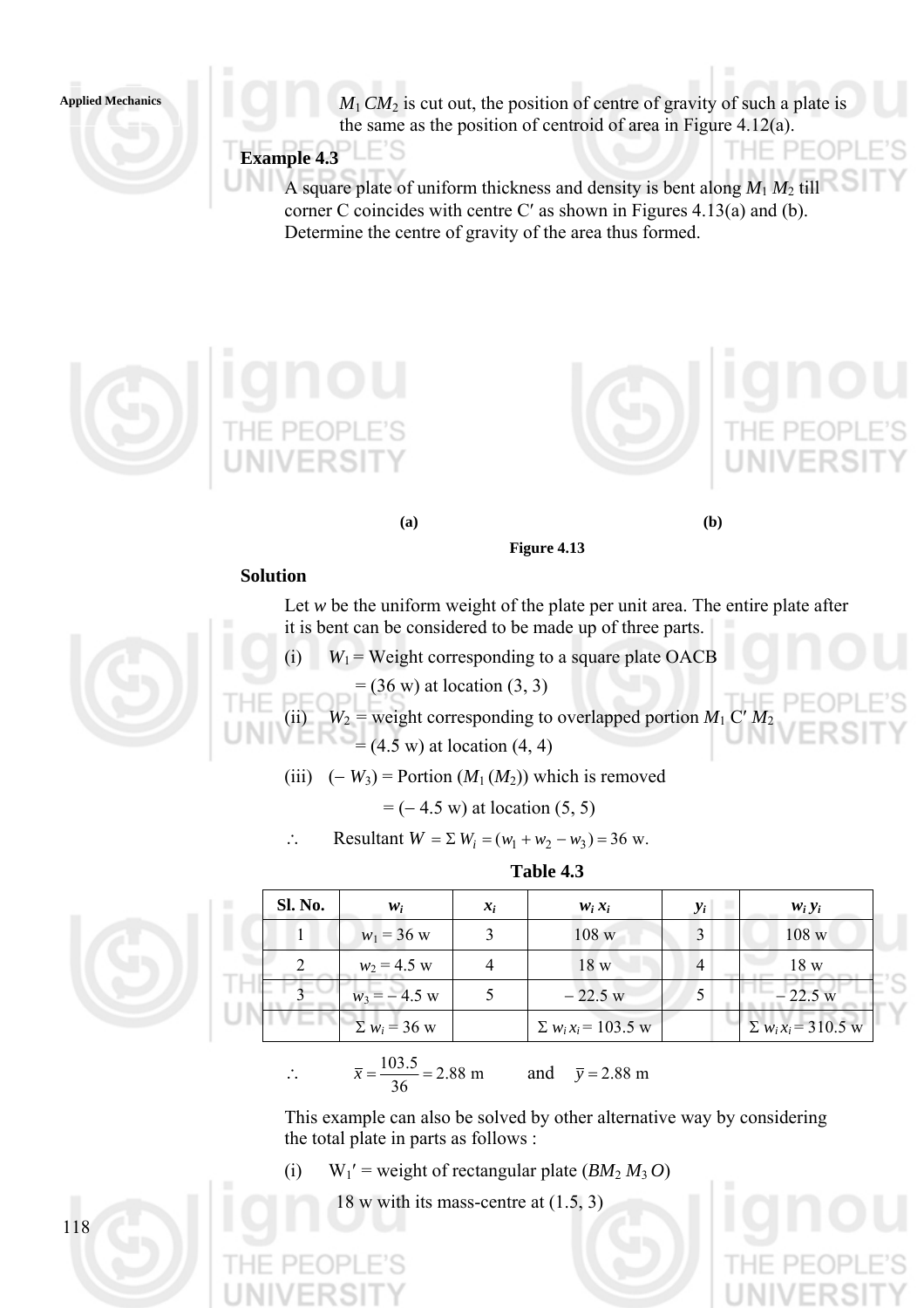$M_1\,CM_2$ is cut out, the position of centre of gravity of such a plate is the same as the position of centroid of area in Figure 4.12(a).

**Example 4.3**

A square plate of uniform thickness and density is bent along $M_1\,M_2$ till corner C coincides with centre C′ as shown in Figures 4.13(a) and (b). Determine the centre of gravity of the area thus formed.

(a) (b)

Figure 4.13

**Solution**

Let *w* be the uniform weight of the plate per unit area. The entire plate after it is bent can be considered to be made up of three parts.

(i) $W_1$ = Weight corresponding to a square plate OACB

= (36 w) at location (3, 3)

(ii) $W_2$ = weight corresponding to overlapped portion $M_1$ C′ $M_2$

= (4.5 w) at location (4, 4)

(iii) ($-$ $W_3$) = Portion ($M_1$ ($M_2$)) which is removed

= ($-$ 4.5 w) at location (5, 5)

$\therefore$ Resultant $W = \Sigma\, W_i = (w_1 + w_2 - w_3) = 36$ w.

**Table 4.3**

| Sl. No. | $w_i$ | $x_i$ | $w_i\,x_i$ | $y_i$ | $w_i\,y_i$ |
|---|---|---|---|---|---|
| 1 | $w_1$ = 36 w | 3 | 108 w | 3 | 108 w |
| 2 | $w_2$ = 4.5 w | 4 | 18 w | 4 | 18 w |
| 3 | $w_3$ = $-$ 4.5 w | 5 | $-$ 22.5 w | 5 | $-$ 22.5 w |
| | $\Sigma\, w_i$ = 36 w | | $\Sigma\, w_i\,x_i$ = 103.5 w | | $\Sigma\, w_i\,x_i$ = 310.5 w |

$$\therefore \qquad \bar{x} = \frac{103.5}{36} = 2.88 \text{ m} \qquad \text{and} \qquad \bar{y} = 2.88 \text{ m}$$

This example can also be solved by other alternative way by considering the total plate in parts as follows :

(i) $W_1'$ = weight of rectangular plate ($BM_2\,M_3\,O$)

18 w with its mass-centre at (1.5, 3)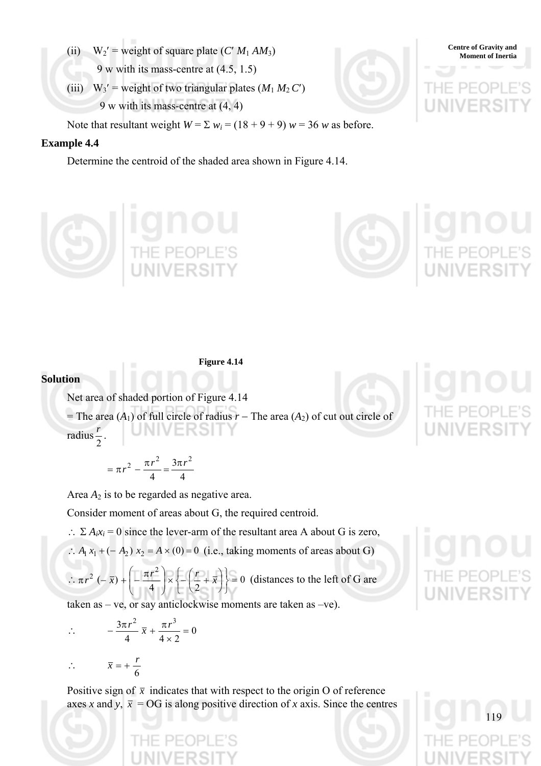(ii) $W_2'$ = weight of square plate ($C' M_1 AM_3$)

9 w with its mass-centre at (4.5, 1.5)

(iii) $W_3'$ = weight of two triangular plates ($M_1 M_2 C'$)

9 w with its mass-centre at (4, 4)

Note that resultant weight $W = \Sigma\, w_i = (18 + 9 + 9)\, w = 36\, w$ as before.

### Example 4.4

Determine the centroid of the shaded area shown in Figure 4.14.

Figure 4.14

### Solution

Net area of shaded portion of Figure 4.14

= The area ($A_1$) of full circle of radius $r$ − The area ($A_2$) of cut out circle of radius $\frac{r}{2}$.

$$= \pi r^2 - \frac{\pi r^2}{4} = \frac{3\pi r^2}{4}$$

Area $A_2$ is to be regarded as negative area.

Consider moment of areas about G, the required centroid.

$\therefore\ \Sigma A_i x_i = 0$ since the lever-arm of the resultant area A about G is zero,

$\therefore\ A_1\, x_1 + (-\, A_2)\, x_2 = A \times (0) = 0$ (i.e., taking moments of areas about G)

$\therefore\ \pi r^2\, (-\, \bar{x}) + \left(-\frac{\pi r^2}{4}\right) \times \left\{-\left(\frac{r}{2} + \bar{x}\right)\right\} = 0$ (distances to the left of G are taken as – ve, or say anticlockwise moments are taken as –ve).

$$\therefore \qquad -\frac{3\pi r^2}{4}\,\bar{x} + \frac{\pi r^3}{4 \times 2} = 0$$

$$\therefore \qquad \bar{x} = +\frac{r}{6}$$

Positive sign of $\bar{x}$ indicates that with respect to the origin O of reference axes $x$ and $y$, $\bar{x}$ = OG is along positive direction of $x$ axis. Since the centres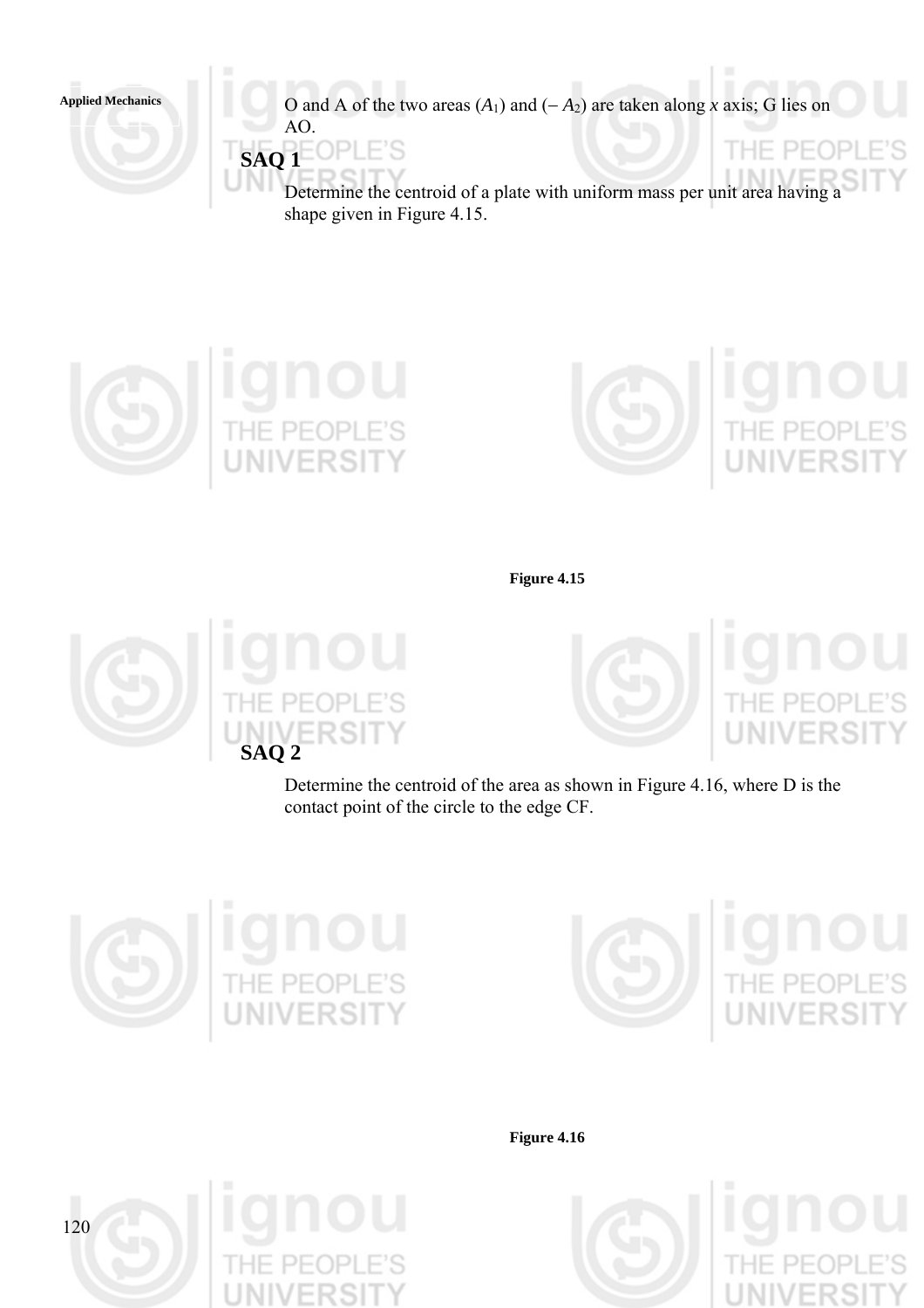O and A of the two areas ($A_1$) and ($-A_2$) are taken along $x$ axis; G lies on AO.

## SAQ 1

Determine the centroid of a plate with uniform mass per unit area having a shape given in Figure 4.15.

**Figure 4.15**

## SAQ 2

Determine the centroid of the area as shown in Figure 4.16, where D is the contact point of the circle to the edge CF.

**Figure 4.16**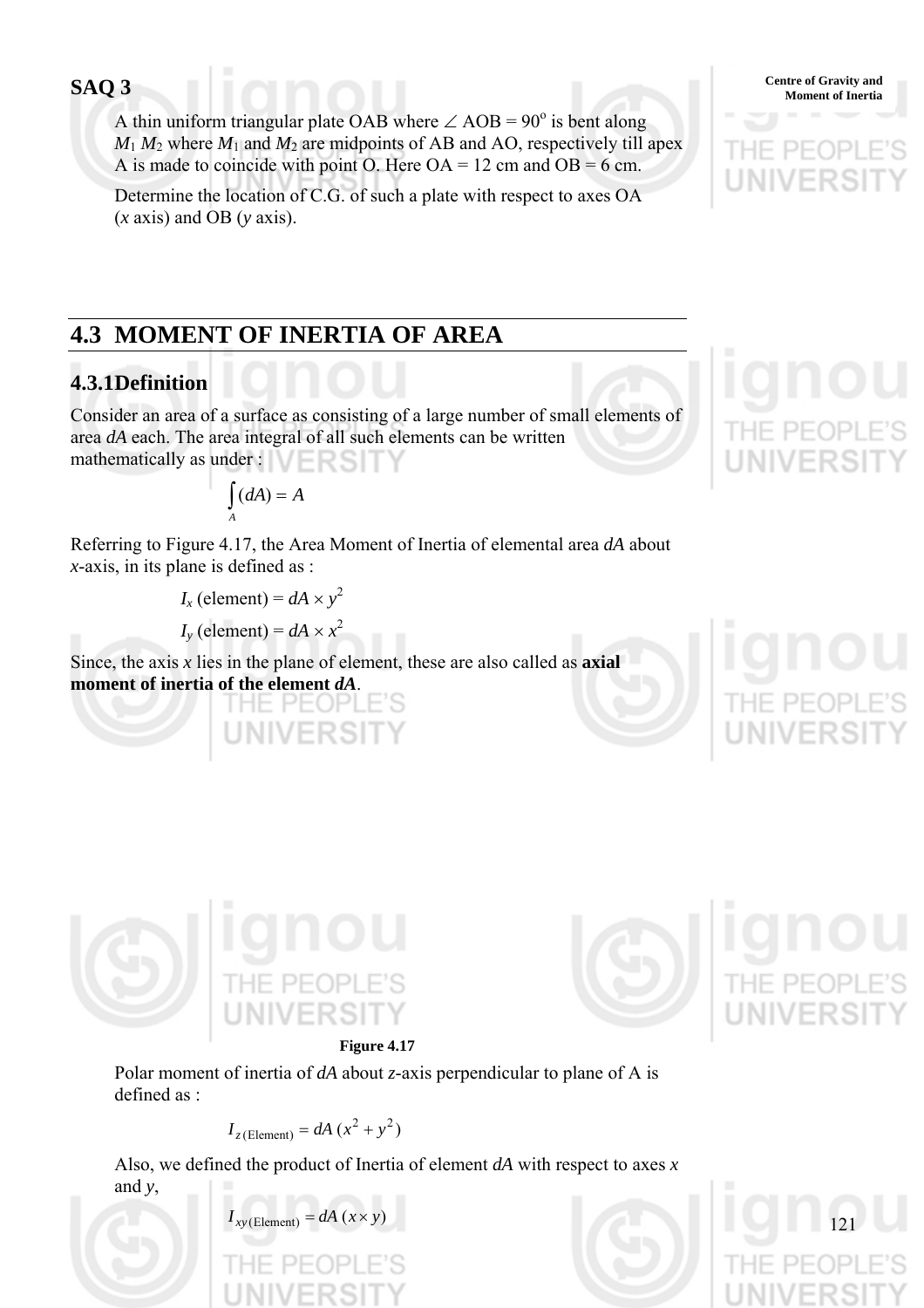## SAQ 3

A thin uniform triangular plate OAB where $\angle$ AOB = 90° is bent along $M_1 M_2$ where $M_1$ and $M_2$ are midpoints of AB and AO, respectively till apex A is made to coincide with point O. Here OA = 12 cm and OB = 6 cm.

Determine the location of C.G. of such a plate with respect to axes OA (*x* axis) and OB (*y* axis).

# 4.3 MOMENT OF INERTIA OF AREA

## 4.3.1 Definition

Consider an area of a surface as consisting of a large number of small elements of area *dA* each. The area integral of all such elements can be written mathematically as under :

$$\int_A (dA) = A$$

Referring to Figure 4.17, the Area Moment of Inertia of elemental area *dA* about *x*-axis, in its plane is defined as :

$$I_x \text{ (element)} = dA \times y^2$$

$$I_y \text{ (element)} = dA \times x^2$$

Since, the axis *x* lies in the plane of element, these are also called as **axial moment of inertia of the element *dA***.

**Figure 4.17**

Polar moment of inertia of *dA* about *z*-axis perpendicular to plane of A is defined as :

$$I_{z\,(\text{Element})} = dA\,(x^2 + y^2)$$

Also, we defined the product of Inertia of element *dA* with respect to axes *x* and *y*,

$$I_{xy\,(\text{Element})} = dA\,(x \times y)$$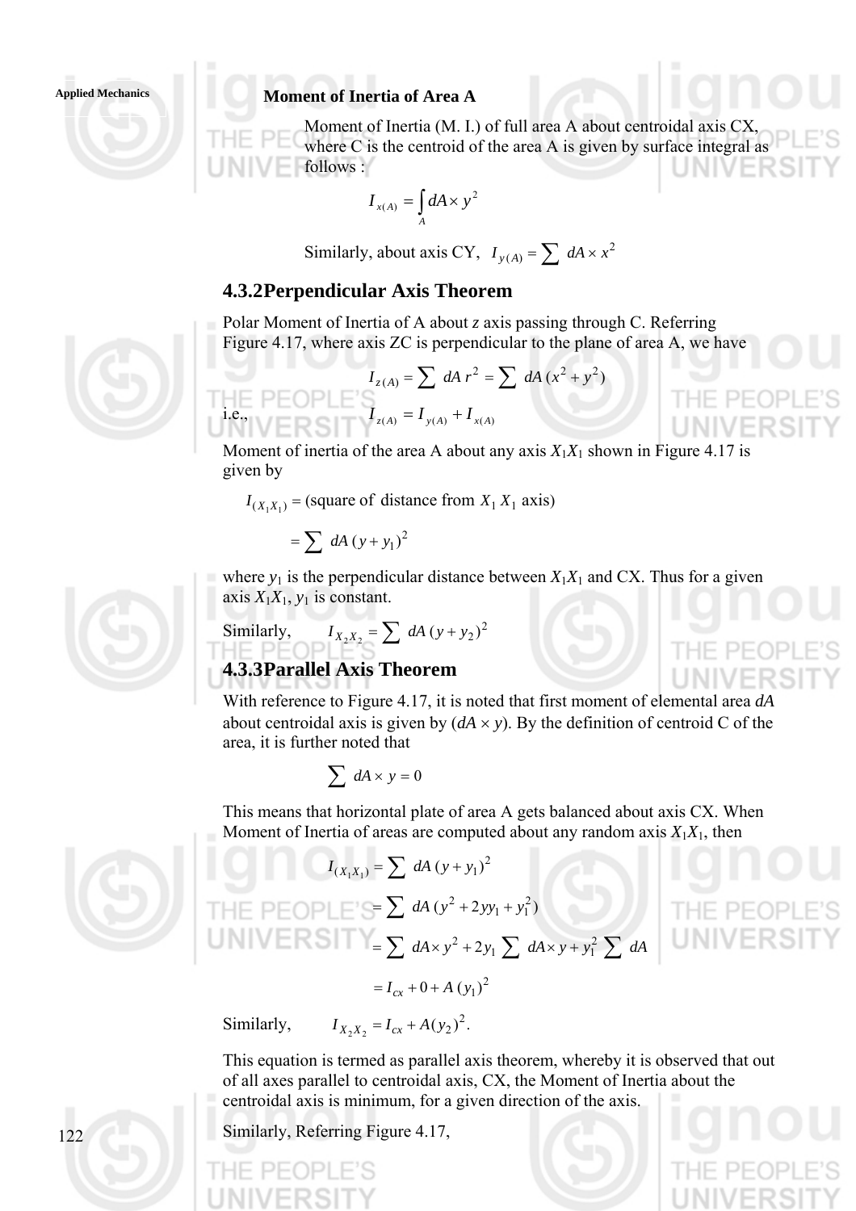**Moment of Inertia of Area A**

Moment of Inertia (M. I.) of full area A about centroidal axis CX, where C is the centroid of the area A is given by surface integral as follows :

$$I_{x(A)} = \int_A dA \times y^2$$

Similarly, about axis CY, $I_{y(A)} = \sum dA \times x^2$

## 4.3.2 Perpendicular Axis Theorem

Polar Moment of Inertia of A about *z* axis passing through C. Referring Figure 4.17, where axis ZC is perpendicular to the plane of area A, we have

$$I_{z(A)} = \sum dA\, r^2 = \sum dA\,(x^2 + y^2)$$

i.e., $$I_{z(A)} = I_{y(A)} + I_{x(A)}$$

Moment of inertia of the area A about any axis $X_1X_1$ shown in Figure 4.17 is given by

$$I_{(X_1X_1)} = \text{(square of distance from } X_1\,X_1 \text{ axis)}$$

$$= \sum dA\,(y + y_1)^2$$

where $y_1$ is the perpendicular distance between $X_1X_1$ and CX. Thus for a given axis $X_1X_1$, $y_1$ is constant.

Similarly, $$I_{X_2X_2} = \sum dA\,(y + y_2)^2$$

## 4.3.3 Parallel Axis Theorem

With reference to Figure 4.17, it is noted that first moment of elemental area $dA$ about centroidal axis is given by ($dA \times y$). By the definition of centroid C of the area, it is further noted that

$$\sum dA \times y = 0$$

This means that horizontal plate of area A gets balanced about axis CX. When Moment of Inertia of areas are computed about any random axis $X_1X_1$, then

$$I_{(X_1X_1)} = \sum dA\,(y + y_1)^2$$

$$= \sum dA\,(y^2 + 2yy_1 + y_1^2)$$

$$= \sum dA \times y^2 + 2y_1 \sum dA \times y + y_1^2 \sum dA$$

$$= I_{cx} + 0 + A\,(y_1)^2$$

Similarly, $$I_{X_2X_2} = I_{cx} + A(y_2)^2.$$

This equation is termed as parallel axis theorem, whereby it is observed that out of all axes parallel to centroidal axis, CX, the Moment of Inertia about the centroidal axis is minimum, for a given direction of the axis.

Similarly, Referring Figure 4.17,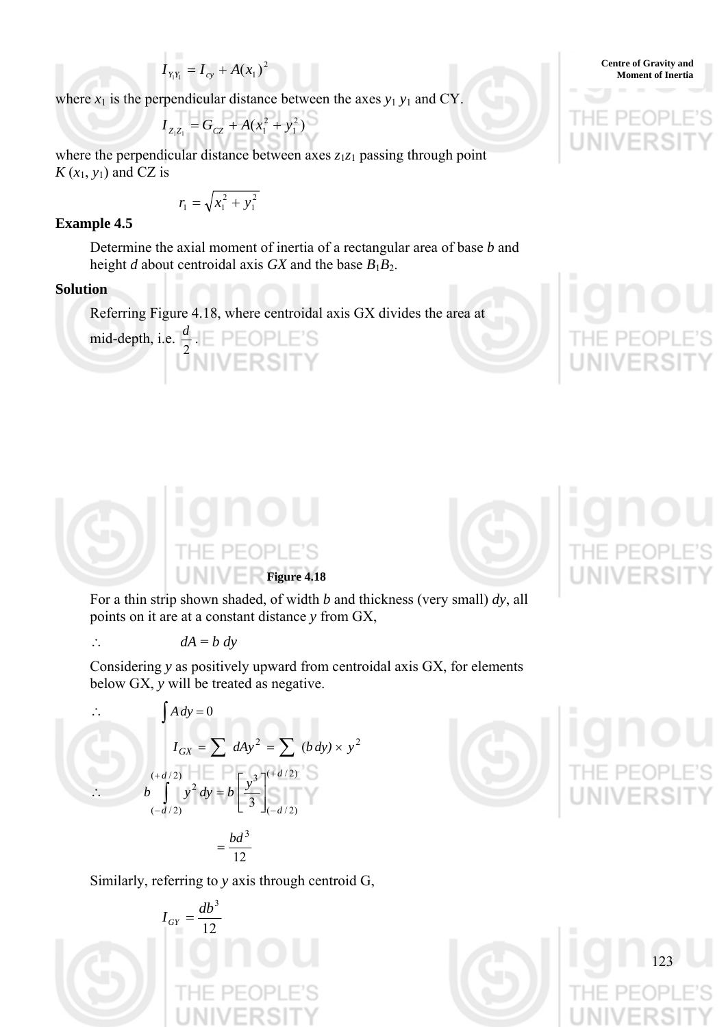$$I_{Y_1Y_1} = I_{cy} + A(x_1)^2$$

where $x_1$ is the perpendicular distance between the axes $y_1$ $y_1$ and CY.

$$I_{Z_1Z_1} = G_{CZ} + A(x_1^2 + y_1^2)$$

where the perpendicular distance between axes $z_1z_1$ passing through point $K$ ($x_1$, $y_1$) and CZ is

$$r_1 = \sqrt{x_1^2 + y_1^2}$$

### Example 4.5

Determine the axial moment of inertia of a rectangular area of base $b$ and height $d$ about centroidal axis $GX$ and the base $B_1B_2$.

### Solution

Referring Figure 4.18, where centroidal axis GX divides the area at mid-depth, i.e. $\frac{d}{2}$.

**Figure 4.18**

For a thin strip shown shaded, of width $b$ and thickness (very small) $dy$, all points on it are at a constant distance $y$ from GX,

$$\therefore \qquad dA = b\,dy$$

Considering $y$ as positively upward from centroidal axis GX, for elements below GX, $y$ will be treated as negative.

$$\therefore \qquad \int A\,dy = 0$$

$$I_{GX} = \sum dAy^2 = \sum (b\,dy) \times y^2$$

$$\therefore \qquad b \int_{(-d/2)}^{(+d/2)} y^2\,dy = b\left[\frac{y^3}{3}\right]_{(-d/2)}^{(+d/2)}$$

$$= \frac{bd^3}{12}$$

Similarly, referring to $y$ axis through centroid G,

$$I_{GY} = \frac{db^3}{12}$$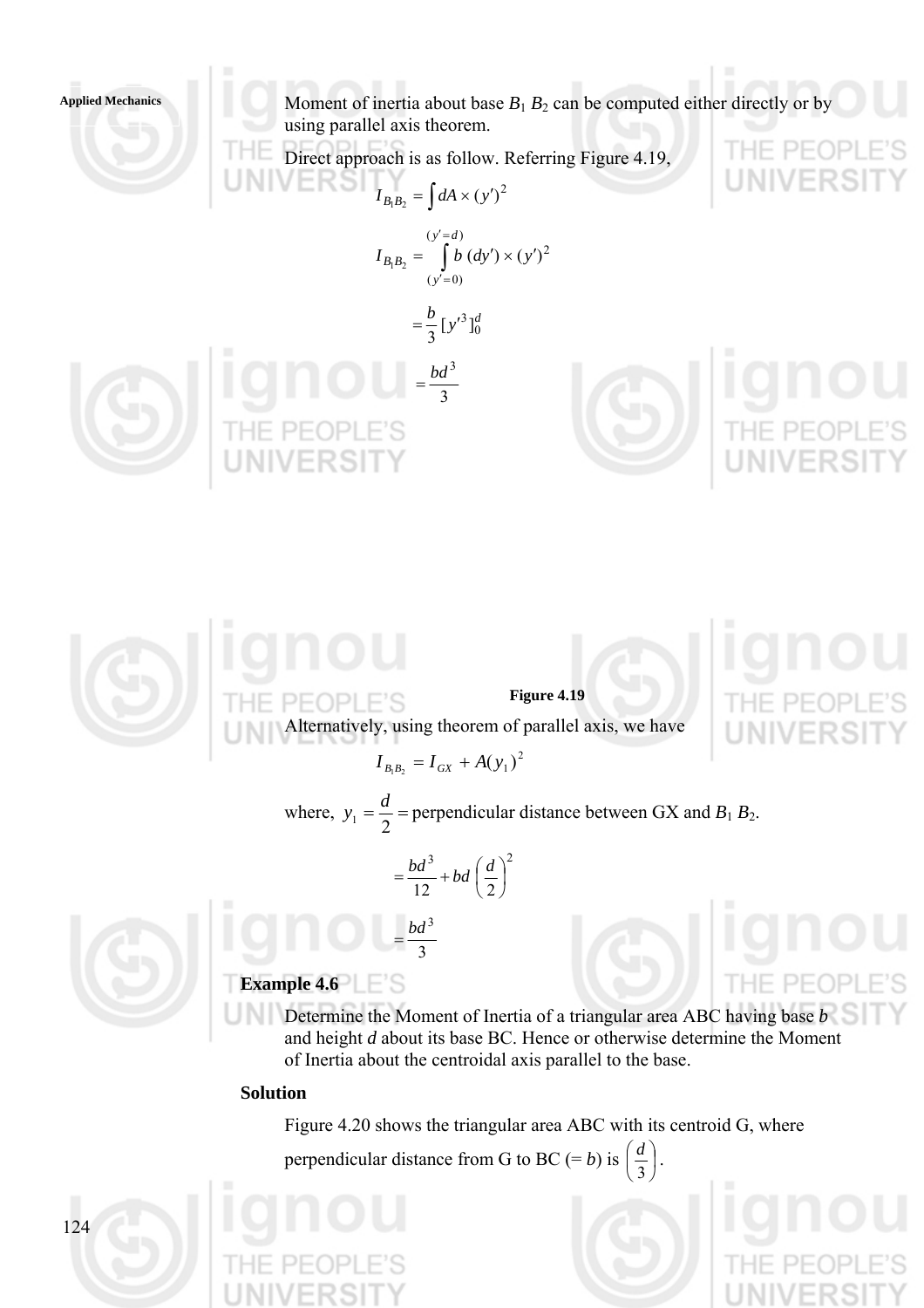Moment of inertia about base $B_1 B_2$ can be computed either directly or by using parallel axis theorem.

Direct approach is as follow. Referring Figure 4.19,

$$I_{B_1 B_2} = \int dA \times (y')^2$$

$$I_{B_1 B_2} = \int_{(y'=0)}^{(y'=d)} b\,(dy') \times (y')^2$$

$$= \frac{b}{3} [y'^3]_0^d$$

$$= \frac{bd^3}{3}$$

Figure 4.19

Alternatively, using theorem of parallel axis, we have

$$I_{B_1 B_2} = I_{GX} + A(y_1)^2$$

where, $y_1 = \frac{d}{2} =$ perpendicular distance between GX and $B_1 B_2$.

$$= \frac{bd^3}{12} + bd \left(\frac{d}{2}\right)^2$$

$$= \frac{bd^3}{3}$$

**Example 4.6**

Determine the Moment of Inertia of a triangular area ABC having base $b$ and height $d$ about its base BC. Hence or otherwise determine the Moment of Inertia about the centroidal axis parallel to the base.

**Solution**

Figure 4.20 shows the triangular area ABC with its centroid G, where perpendicular distance from G to BC (= $b$) is $\left(\frac{d}{3}\right)$.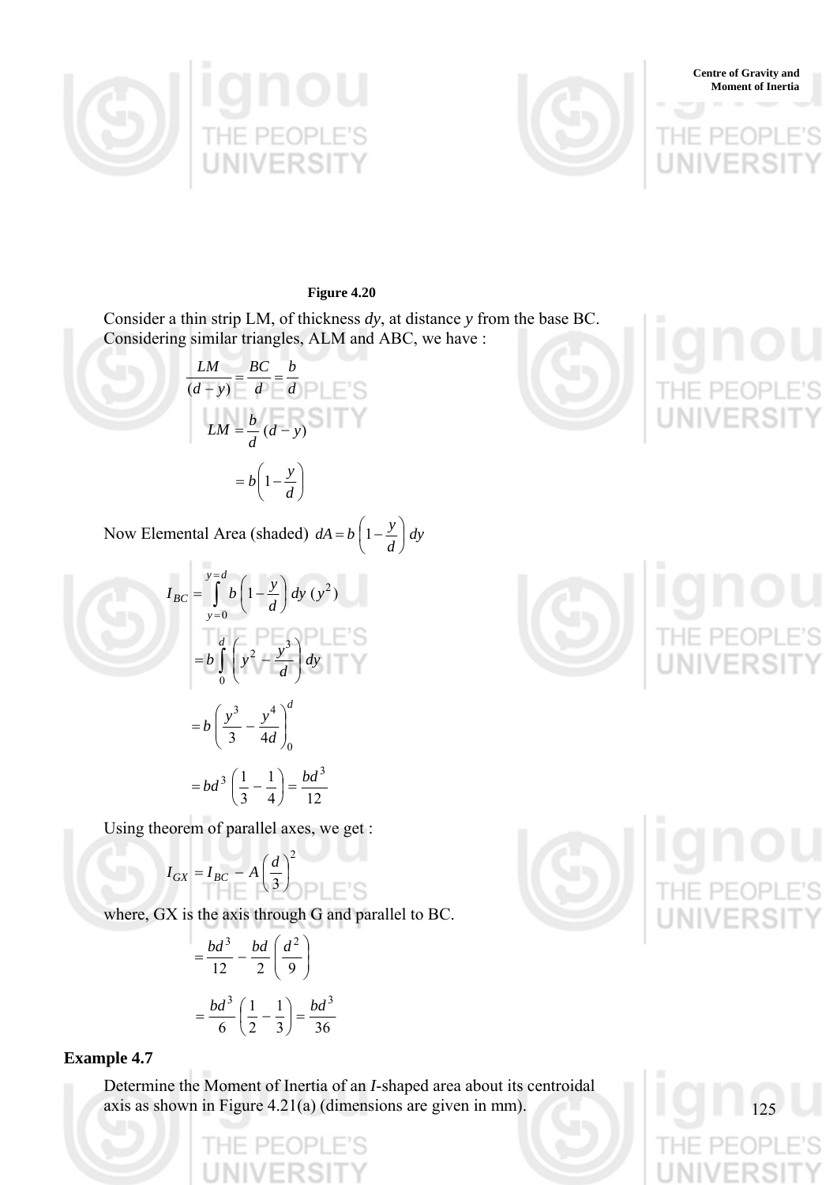**Figure 4.20**

Consider a thin strip LM, of thickness *dy*, at distance *y* from the base BC. Considering similar triangles, ALM and ABC, we have :

$$\frac{LM}{(d-y)} = \frac{BC}{d} = \frac{b}{d}$$

$$LM = \frac{b}{d}(d-y)$$

$$= b\left(1 - \frac{y}{d}\right)$$

Now Elemental Area (shaded) $dA = b\left(1 - \frac{y}{d}\right) dy$

$$I_{BC} = \int_{y=0}^{y=d} b\left(1 - \frac{y}{d}\right) dy\ (y^2)$$

$$= b \int_0^d \left(y^2 - \frac{y^3}{d}\right) dy$$

$$= b\left(\frac{y^3}{3} - \frac{y^4}{4d}\right)_0^d$$

$$= bd^3\left(\frac{1}{3} - \frac{1}{4}\right) = \frac{bd^3}{12}$$

Using theorem of parallel axes, we get :

$$I_{GX} = I_{BC} - A\left(\frac{d}{3}\right)^2$$

where, GX is the axis through G and parallel to BC.

$$= \frac{bd^3}{12} - \frac{bd}{2}\left(\frac{d^2}{9}\right)$$

$$= \frac{bd^3}{6}\left(\frac{1}{2} - \frac{1}{3}\right) = \frac{bd^3}{36}$$

### Example 4.7

Determine the Moment of Inertia of an *I*-shaped area about its centroidal axis as shown in Figure 4.21(a) (dimensions are given in mm).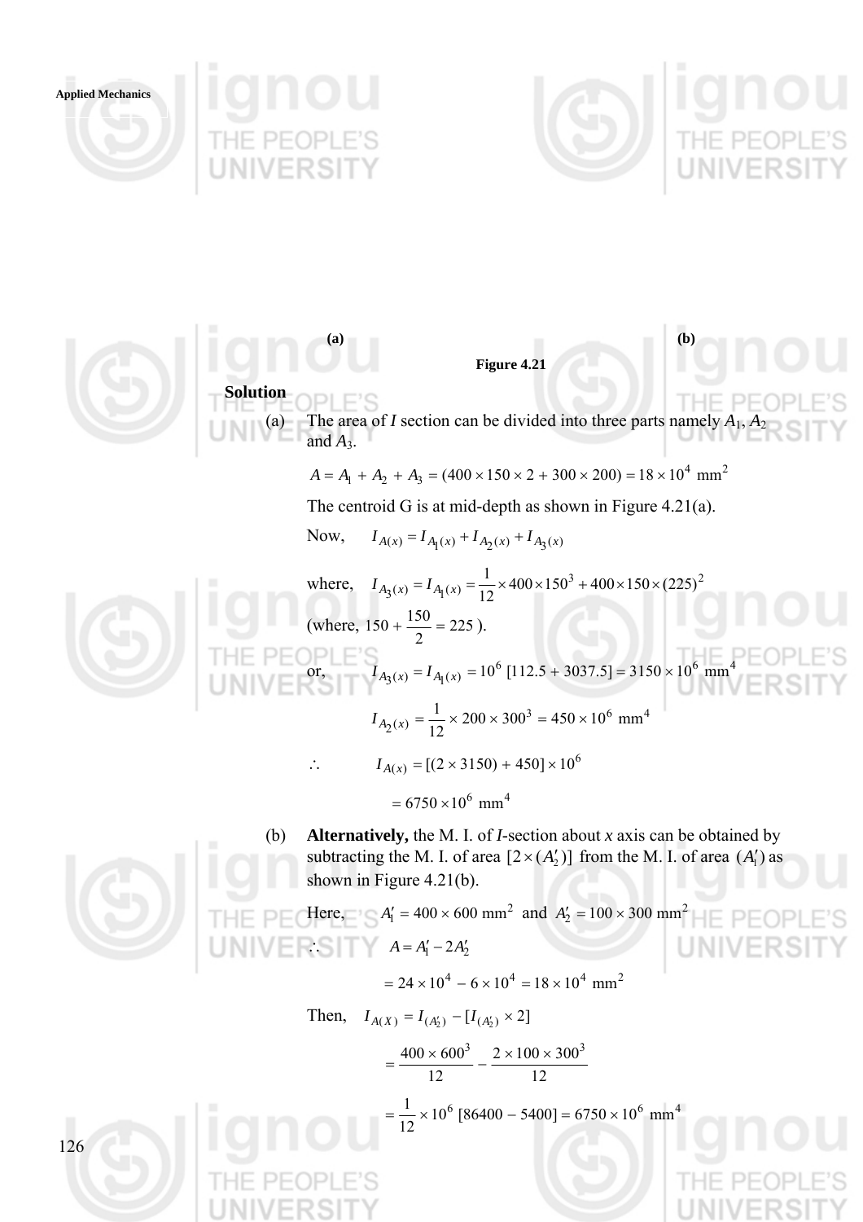**(a)** **(b)**

**Figure 4.21**

**Solution**

(a) The area of *I* section can be divided into three parts namely $A_1$, $A_2$ and $A_3$.

$$A = A_1 + A_2 + A_3 = (400 \times 150 \times 2 + 300 \times 200) = 18 \times 10^4 \text{ mm}^2$$

The centroid G is at mid-depth as shown in Figure 4.21(a).

Now, $\quad I_{A(x)} = I_{A_1(x)} + I_{A_2(x)} + I_{A_3(x)}$

where, $\quad I_{A_3(x)} = I_{A_1(x)} = \frac{1}{12} \times 400 \times 150^3 + 400 \times 150 \times (225)^2$

(where, $150 + \frac{150}{2} = 225$ ).

or, $\quad I_{A_3(x)} = I_{A_1(x)} = 10^6\ [112.5 + 3037.5] = 3150 \times 10^6 \text{ mm}^4$

$$I_{A_2(x)} = \frac{1}{12} \times 200 \times 300^3 = 450 \times 10^6 \text{ mm}^4$$

$\therefore \quad I_{A(x)} = [(2 \times 3150) + 450] \times 10^6$

$$= 6750 \times 10^6 \text{ mm}^4$$

(b) **Alternatively,** the M. I. of *I*-section about *x* axis can be obtained by subtracting the M. I. of area $[2 \times (A'_2)]$ from the M. I. of area $(A'_1)$ as shown in Figure 4.21(b).

Here, $\quad A'_1 = 400 \times 600 \text{ mm}^2$ and $A'_2 = 100 \times 300 \text{ mm}^2$

$\therefore \quad A = A'_1 - 2A'_2$

$$= 24 \times 10^4 - 6 \times 10^4 = 18 \times 10^4 \text{ mm}^2$$

Then, $\quad I_{A(X)} = I_{(A'_2)} - [I_{(A'_2)} \times 2]$

$$= \frac{400 \times 600^3}{12} - \frac{2 \times 100 \times 300^3}{12}$$

$$= \frac{1}{12} \times 10^6\ [86400 - 5400] = 6750 \times 10^6 \text{ mm}^4$$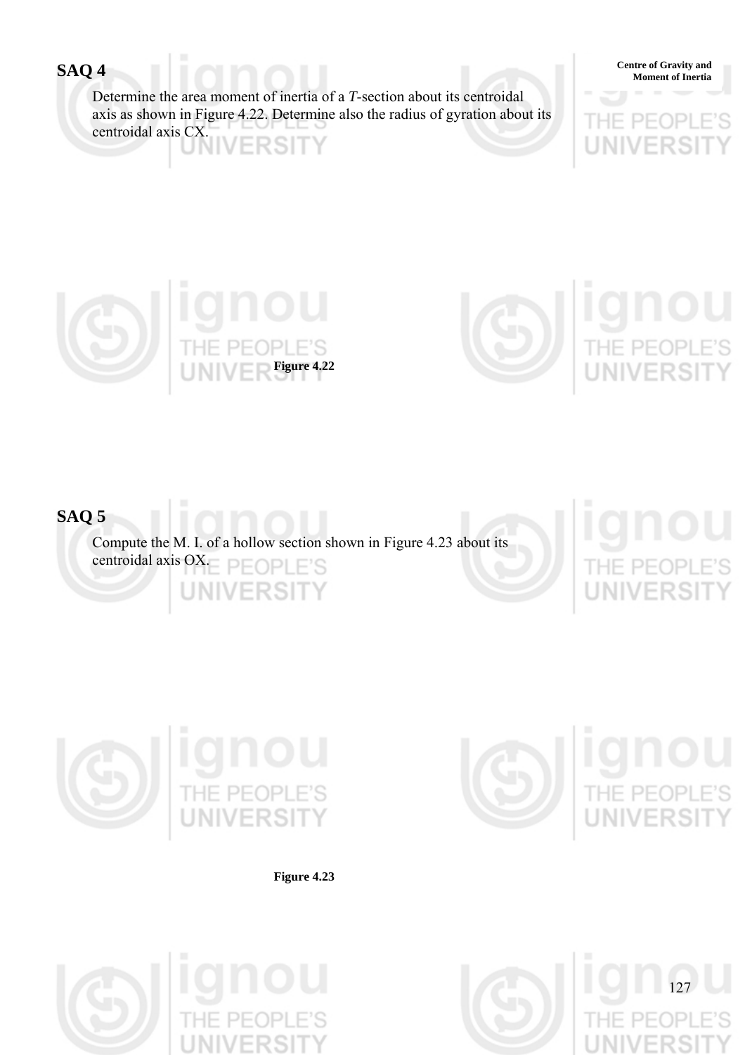## SAQ 4

Determine the area moment of inertia of a *T*-section about its centroidal axis as shown in Figure 4.22. Determine also the radius of gyration about its centroidal axis CX.

**Figure 4.22**

## SAQ 5

Compute the M. I. of a hollow section shown in Figure 4.23 about its centroidal axis OX.

**Figure 4.23**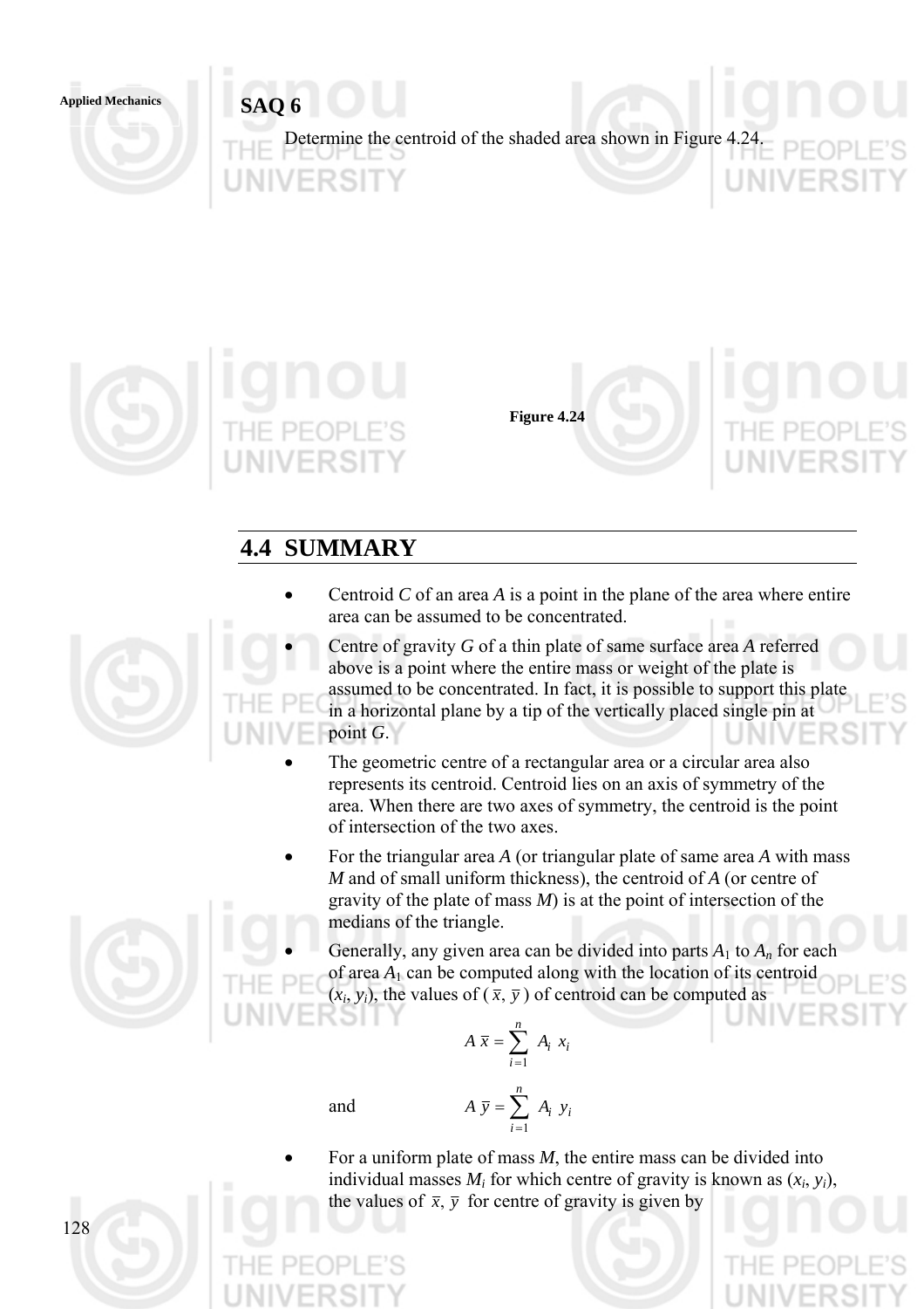## SAQ 6

Determine the centroid of the shaded area shown in Figure 4.24.

**Figure 4.24**

## 4.4 SUMMARY

- Centroid *C* of an area *A* is a point in the plane of the area where entire area can be assumed to be concentrated.
- Centre of gravity *G* of a thin plate of same surface area *A* referred above is a point where the entire mass or weight of the plate is assumed to be concentrated. In fact, it is possible to support this plate in a horizontal plane by a tip of the vertically placed single pin at point *G*.
- The geometric centre of a rectangular area or a circular area also represents its centroid. Centroid lies on an axis of symmetry of the area. When there are two axes of symmetry, the centroid is the point of intersection of the two axes.
- For the triangular area *A* (or triangular plate of same area *A* with mass *M* and of small uniform thickness), the centroid of *A* (or centre of gravity of the plate of mass *M*) is at the point of intersection of the medians of the triangle.
- Generally, any given area can be divided into parts $A_1$ to $A_n$ for each of area $A_1$ can be computed along with the location of its centroid $(x_i, y_i)$, the values of $(\bar{x}, \bar{y})$ of centroid can be computed as

$$A\,\bar{x} = \sum_{i=1}^{n} A_i\ x_i$$

and

$$A\,\bar{y} = \sum_{i=1}^{n} A_i\ y_i$$

- For a uniform plate of mass *M*, the entire mass can be divided into individual masses $M_i$ for which centre of gravity is known as $(x_i, y_i)$, the values of $\bar{x}$, $\bar{y}$ for centre of gravity is given by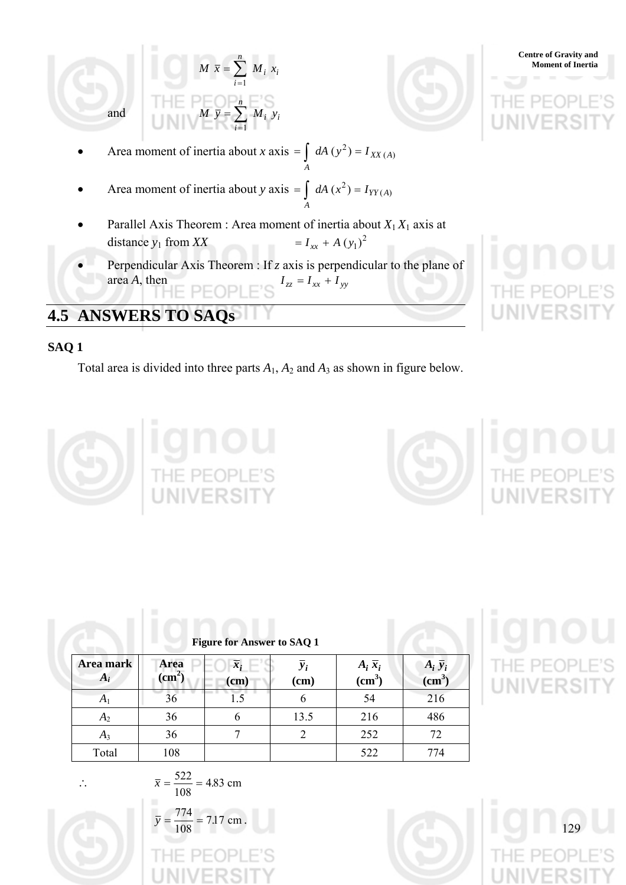$$M \; \bar{x} = \sum_{i=1}^{n} M_i \; x_i$$

and $$M \; \bar{y} = \sum_{i=1}^{n} M_i \; y_i$$

- Area moment of inertia about $x$ axis $= \int_A dA \, (y^2) = I_{XX\,(A)}$
- Area moment of inertia about $y$ axis $= \int_A dA \, (x^2) = I_{YY\,(A)}$
- Parallel Axis Theorem : Area moment of inertia about $X_1 X_1$ axis at distance $y_1$ from $XX$ $\quad = I_{xx} + A \, (y_1)^2$
- Perpendicular Axis Theorem : If $z$ axis is perpendicular to the plane of area $A$, then $\quad I_{zz} = I_{xx} + I_{yy}$

## 4.5 ANSWERS TO SAQs

### SAQ 1

Total area is divided into three parts $A_1$, $A_2$ and $A_3$ as shown in figure below.

**Figure for Answer to SAQ 1**

| Area mark $A_i$ | Area (cm$^2$) | $\bar{x}_i$ (cm) | $\bar{y}_i$ (cm) | $A_i \, \bar{x}_i$ (cm$^3$) | $A_i \, \bar{y}_i$ (cm$^3$) |
|---|---|---|---|---|---|
| $A_1$ | 36 | 1.5 | 6 | 54 | 216 |
| $A_2$ | 36 | 6 | 13.5 | 216 | 486 |
| $A_3$ | 36 | 7 | 2 | 252 | 72 |
| Total | 108 | | | 522 | 774 |

$\therefore$ $$\bar{x} = \frac{522}{108} = 4.83 \text{ cm}$$

$$\bar{y} = \frac{774}{108} = 7.17 \text{ cm} .$$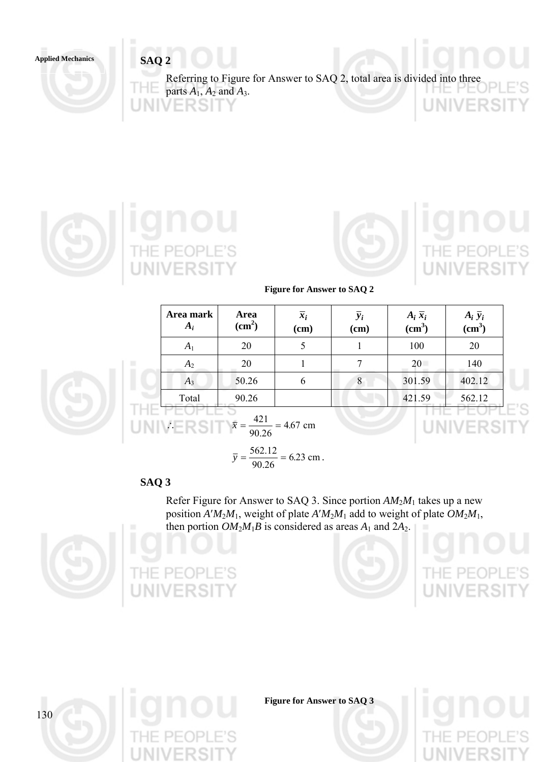**SAQ 2**

Referring to Figure for Answer to SAQ 2, total area is divided into three parts $A_1$, $A_2$ and $A_3$.

**Figure for Answer to SAQ 2**

| Area mark $A_i$ | Area (cm$^2$) | $\bar{x}_i$ (cm) | $\bar{y}_i$ (cm) | $A_i\,\bar{x}_i$ (cm$^3$) | $A_i\,\bar{y}_i$ (cm$^3$) |
|---|---|---|---|---|---|
| $A_1$ | 20 | 5 | 1 | 100 | 20 |
| $A_2$ | 20 | 1 | 7 | 20 | 140 |
| $A_3$ | 50.26 | 6 | 8 | 301.59 | 402.12 |
| Total | 90.26 | | | 421.59 | 562.12 |

$$\therefore \quad \bar{x} = \frac{421}{90.26} = 4.67 \text{ cm}$$

$$\bar{y} = \frac{562.12}{90.26} = 6.23 \text{ cm}.$$

**SAQ 3**

Refer Figure for Answer to SAQ 3. Since portion $AM_2M_1$ takes up a new position $A'M_2M_1$, weight of plate $A'M_2M_1$ add to weight of plate $OM_2M_1$, then portion $OM_2M_1B$ is considered as areas $A_1$ and $2A_2$.

**Figure for Answer to SAQ 3**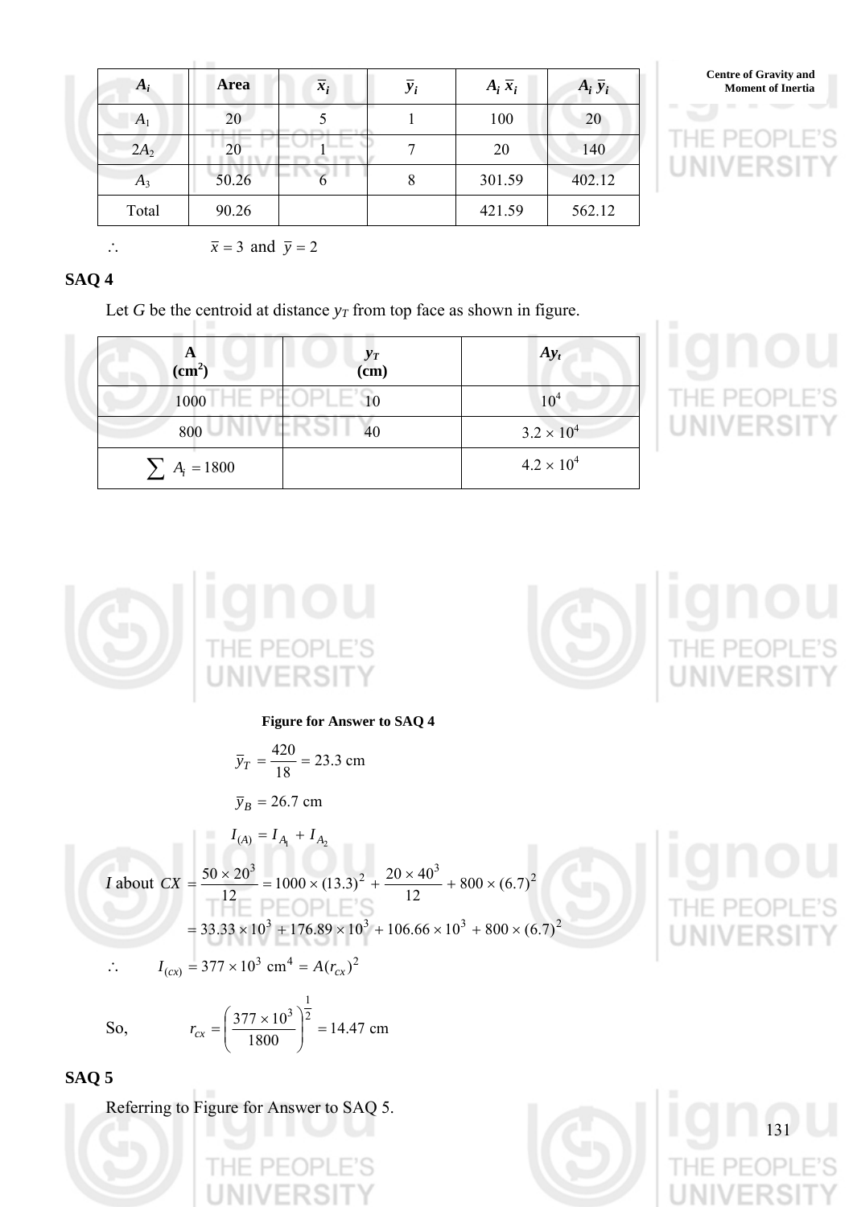| $A_i$ | Area | $\bar{x}_i$ | $\bar{y}_i$ | $A_i\,\bar{x}_i$ | $A_i\,\bar{y}_i$ |
|---|---|---|---|---|---|
| $A_1$ | 20 | 5 | 1 | 100 | 20 |
| $2A_2$ | 20 | 1 | 7 | 20 | 140 |
| $A_3$ | 50.26 | 6 | 8 | 301.59 | 402.12 |
| Total | 90.26 | | | 421.59 | 562.12 |

$\therefore \qquad \bar{x} = 3$ and $\bar{y} = 2$

## SAQ 4

Let *G* be the centroid at distance $y_T$ from top face as shown in figure.

| A (cm$^2$) | $y_T$ (cm) | $Ay_t$ |
|---|---|---|
| 1000 | 10 | $10^4$ |
| 800 | 40 | $3.2 \times 10^4$ |
| $\sum A_i = 1800$ | | $4.2 \times 10^4$ |

**Figure for Answer to SAQ 4**

$$\bar{y}_T = \frac{420}{18} = 23.3 \text{ cm}$$

$$\bar{y}_B = 26.7 \text{ cm}$$

$$I_{(A)} = I_{A_1} + I_{A_2}$$

$$I \text{ about } CX = \frac{50 \times 20^3}{12} = 1000 \times (13.3)^2 + \frac{20 \times 40^3}{12} + 800 \times (6.7)^2$$

$$= 33.33 \times 10^3 + 176.89 \times 10^3 + 106.66 \times 10^3 + 800 \times (6.7)^2$$

$$\therefore \qquad I_{(cx)} = 377 \times 10^3 \text{ cm}^4 = A(r_{cx})^2$$

So, $$r_{cx} = \left(\frac{377 \times 10^3}{1800}\right)^{\frac{1}{2}} = 14.47 \text{ cm}$$

## SAQ 5

Referring to Figure for Answer to SAQ 5.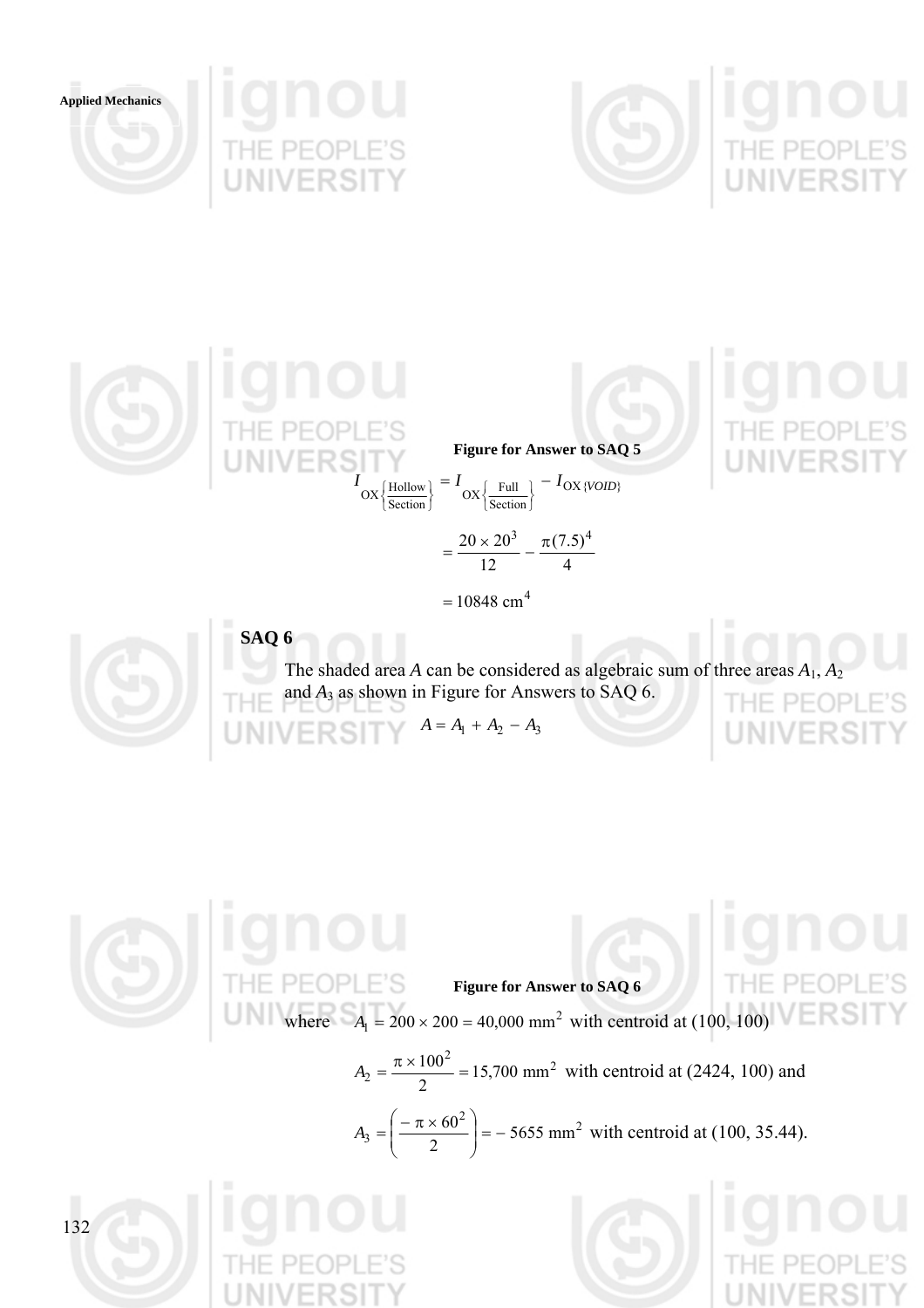**Figure for Answer to SAQ 5**

$$I_{OX\left\{\frac{\text{Hollow}}{\text{Section}}\right\}} = I_{OX\left\{\frac{\text{Full}}{\text{Section}}\right\}} - I_{OX\{VOID\}}$$

$$= \frac{20 \times 20^3}{12} - \frac{\pi (7.5)^4}{4}$$

$$= 10848 \text{ cm}^4$$

## SAQ 6

The shaded area $A$ can be considered as algebraic sum of three areas $A_1$, $A_2$ and $A_3$ as shown in Figure for Answers to SAQ 6.

$$A = A_1 + A_2 - A_3$$

**Figure for Answer to SAQ 6**

where $A_1 = 200 \times 200 = 40{,}000 \text{ mm}^2$ with centroid at (100, 100)

$$A_2 = \frac{\pi \times 100^2}{2} = 15{,}700 \text{ mm}^2$$ with centroid at (2424, 100) and

$$A_3 = \left(\frac{-\pi \times 60^2}{2}\right) = -5655 \text{ mm}^2$$ with centroid at (100, 35.44).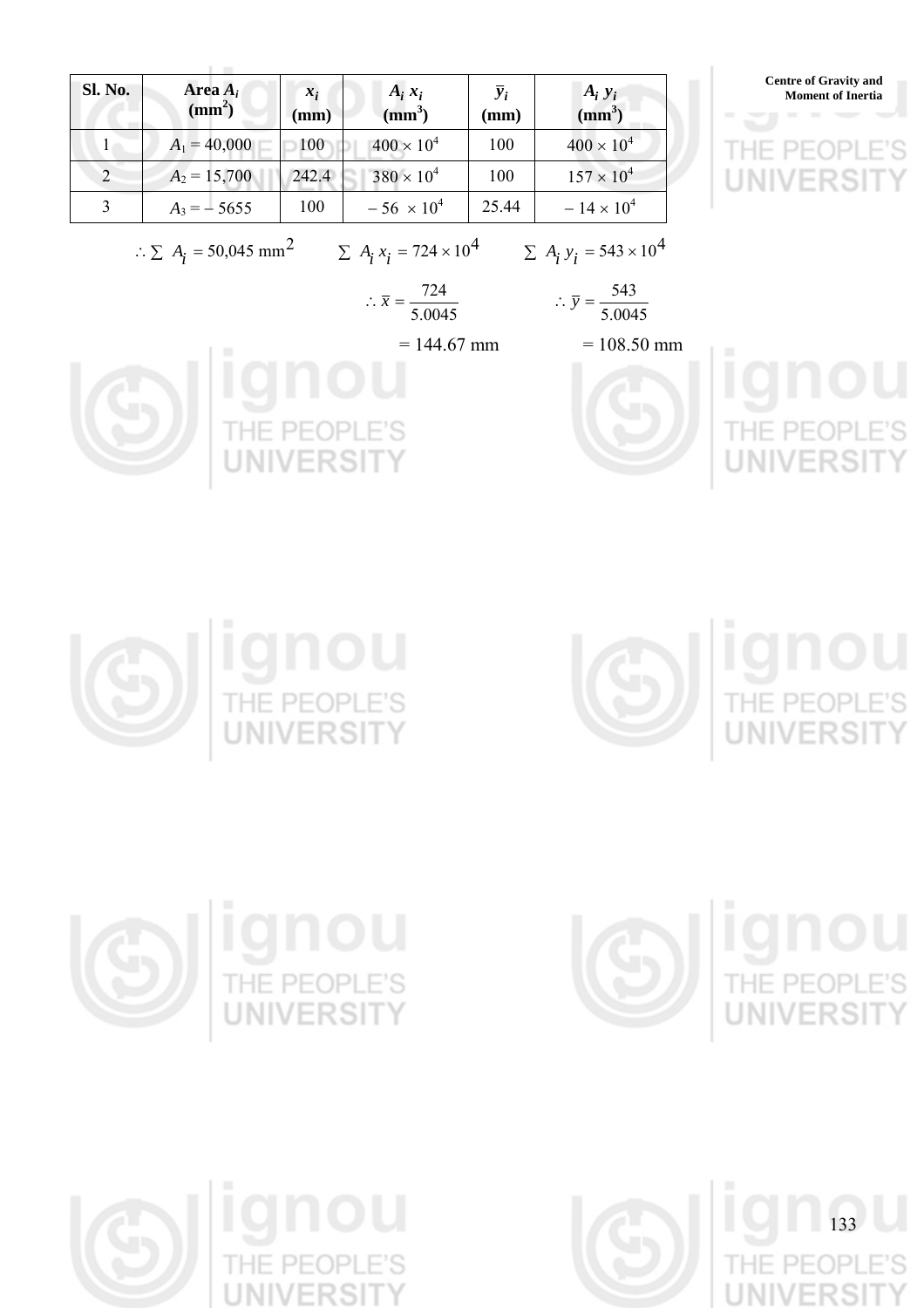| Sl. No. | Area $A_i$ ($mm^2$) | $x_i$ (mm) | $A_i\, x_i$ ($mm^3$) | $\bar{y}_i$ (mm) | $A_i\, y_i$ ($mm^3$) |
|---|---|---|---|---|---|
| 1 | $A_1 = 40,000$ | 100 | $400 \times 10^4$ | 100 | $400 \times 10^4$ |
| 2 | $A_2 = 15,700$ | 242.4 | $380 \times 10^4$ | 100 | $157 \times 10^4$ |
| 3 | $A_3 = -\,5655$ | 100 | $-\,56 \times 10^4$ | 25.44 | $-\,14 \times 10^4$ |

$$\therefore \sum A_i = 50{,}045 \text{ mm}^2 \qquad \sum A_i\, x_i = 724 \times 10^4 \qquad \sum A_i\, y_i = 543 \times 10^4$$

$$\therefore \bar{x} = \frac{724}{5.0045} \qquad \therefore \bar{y} = \frac{543}{5.0045}$$

$$= 144.67 \text{ mm} \qquad = 108.50 \text{ mm}$$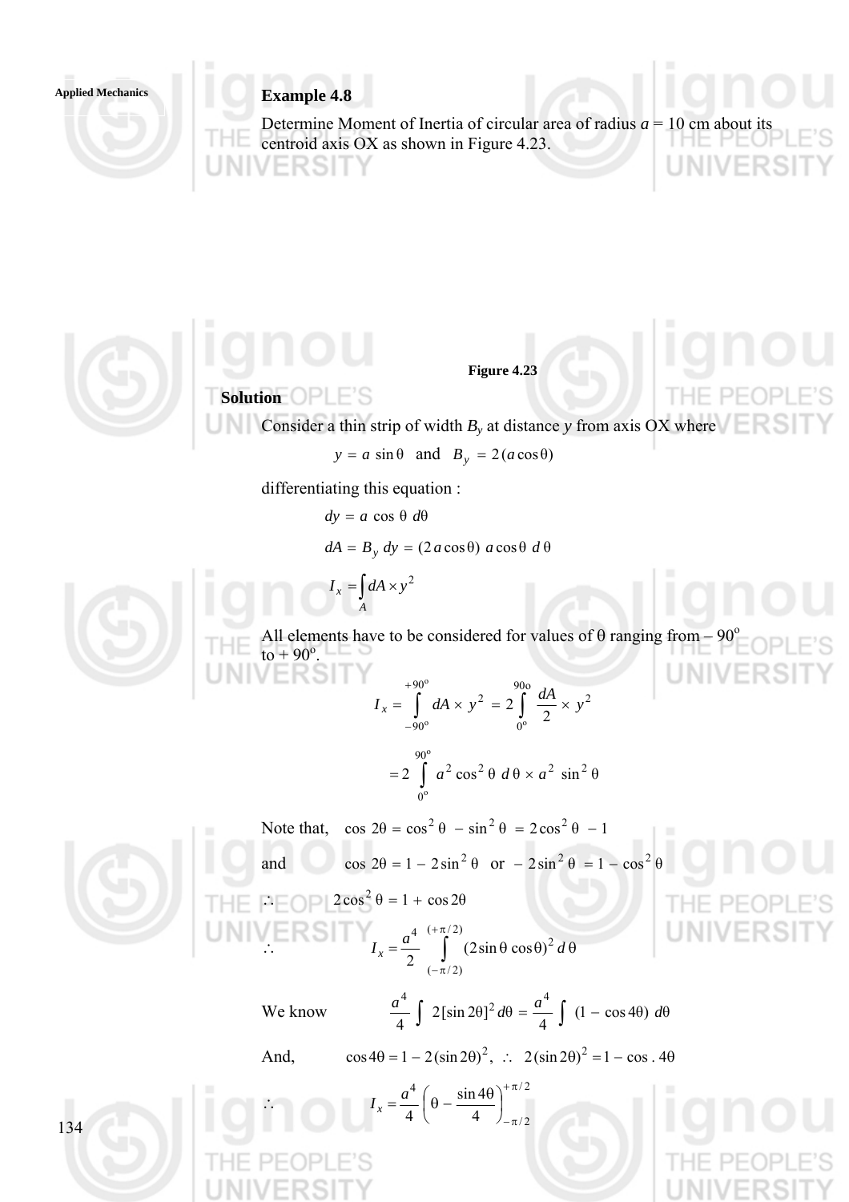### Example 4.8

Determine Moment of Inertia of circular area of radius $a$ = 10 cm about its centroid axis OX as shown in Figure 4.23.

Figure 4.23

**Solution**

Consider a thin strip of width $B_y$ at distance $y$ from axis OX where

$$y = a \sin\theta \quad \text{and} \quad B_y = 2(a\cos\theta)$$

differentiating this equation :

$$dy = a \cos\theta \, d\theta$$

$$dA = B_y \, dy = (2a\cos\theta)\, a\cos\theta \, d\theta$$

$$I_x = \int_A dA \times y^2$$

All elements have to be considered for values of θ ranging from – 90° to + 90°.

$$I_x = \int_{-90^o}^{+90^o} dA \times y^2 = 2\int_{0^o}^{90o} \frac{dA}{2} \times y^2$$

$$= 2\int_{0^o}^{90^o} a^2 \cos^2\theta \, d\theta \times a^2 \sin^2\theta$$

Note that, $\cos 2\theta = \cos^2\theta - \sin^2\theta = 2\cos^2\theta - 1$

and $\cos 2\theta = 1 - 2\sin^2\theta$ or $-2\sin^2\theta = 1 - \cos^2\theta$

$\therefore$ $2\cos^2\theta = 1 + \cos 2\theta$

$$\therefore \quad I_x = \frac{a^4}{2} \int_{(-\pi/2)}^{(+\pi/2)} (2\sin\theta\cos\theta)^2 \, d\theta$$

We know $\quad \dfrac{a^4}{4} \displaystyle\int 2[\sin 2\theta]^2 \, d\theta = \dfrac{a^4}{4} \displaystyle\int (1 - \cos 4\theta) \, d\theta$

And, $\quad \cos 4\theta = 1 - 2(\sin 2\theta)^2, \;\; \therefore \;\; 2(\sin 2\theta)^2 = 1 - \cos . \, 4\theta$

$$\therefore \quad I_x = \frac{a^4}{4}\left(\theta - \frac{\sin 4\theta}{4}\right)_{-\pi/2}^{+\pi/2}$$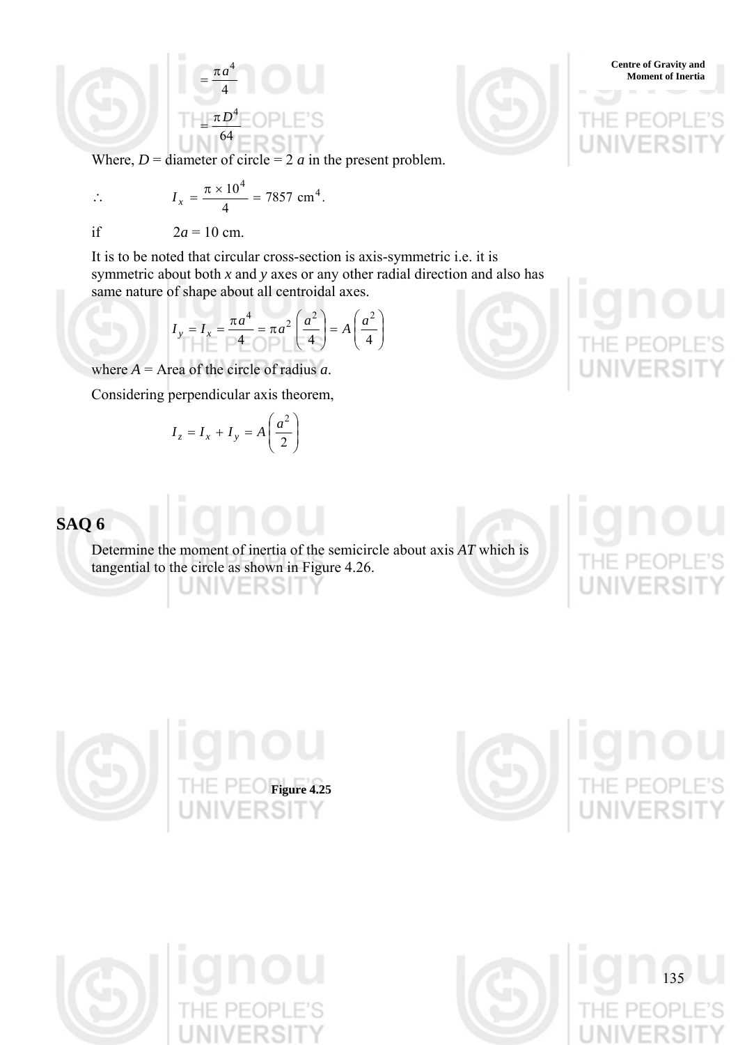$$= \frac{\pi a^4}{4}$$

$$= \frac{\pi D^4}{64}$$

Where, $D$ = diameter of circle = 2 $a$ in the present problem.

$$\therefore \qquad I_x = \frac{\pi \times 10^4}{4} = 7857 \text{ cm}^4.$$

if $\qquad 2a = 10$ cm.

It is to be noted that circular cross-section is axis-symmetric i.e. it is symmetric about both $x$ and $y$ axes or any other radial direction and also has same nature of shape about all centroidal axes.

$$I_y = I_x = \frac{\pi a^4}{4} = \pi a^2 \left( \frac{a^2}{4} \right) = A \left( \frac{a^2}{4} \right)$$

where $A$ = Area of the circle of radius $a$.

Considering perpendicular axis theorem,

$$I_z = I_x + I_y = A \left( \frac{a^2}{2} \right)$$

## SAQ 6

Determine the moment of inertia of the semicircle about axis $AT$ which is tangential to the circle as shown in Figure 4.26.

**Figure 4.25**